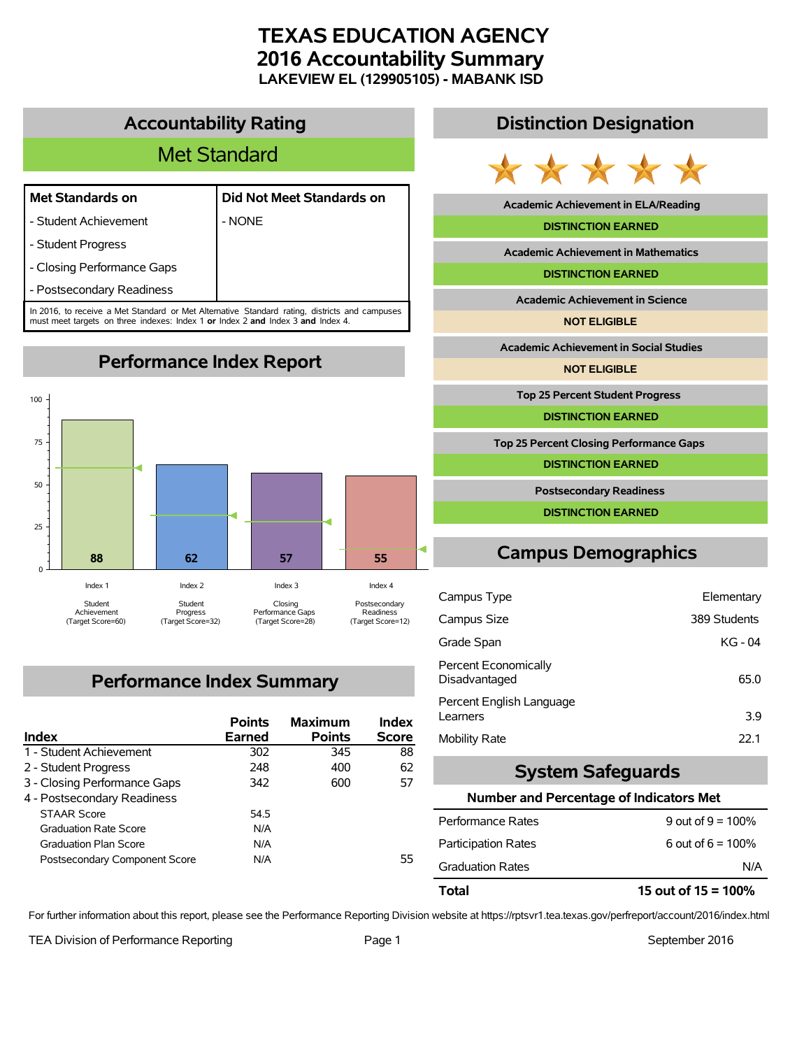# TEXAS EDUCATION AGENCY
# 2016 Accountability Summary
### LAKEVIEW EL (129905105) - MABANK ISD

## Accountability Rating

**Met Standard**

| Met Standards on | Did Not Meet Standards on |
|---|---|
| - Student Achievement | - NONE |
| - Student Progress | |
| - Closing Performance Gaps | |
| - Postsecondary Readiness | |

In 2016, to receive a Met Standard or Met Alternative Standard rating, districts and campuses must meet targets on three indexes: Index 1 **or** Index 2 **and** Index 3 **and** Index 4.

## Performance Index Report

| Index | Score | Target Score |
|---|---|---|
| Index 1 - Student Achievement | 88 | 60 |
| Index 2 - Student Progress | 62 | 32 |
| Index 3 - Closing Performance Gaps | 57 | 28 |
| Index 4 - Postsecondary Readiness | 55 | 12 |

## Performance Index Summary

| Index | Points Earned | Maximum Points | Index Score |
|---|---|---|---|
| 1 - Student Achievement | 302 | 345 | 88 |
| 2 - Student Progress | 248 | 400 | 62 |
| 3 - Closing Performance Gaps | 342 | 600 | 57 |
| 4 - Postsecondary Readiness | | | |
| STAAR Score | 54.5 | | |
| Graduation Rate Score | N/A | | |
| Graduation Plan Score | N/A | | |
| Postsecondary Component Score | N/A | | 55 |

## Distinction Designation

| Distinction | Status |
|---|---|
| Academic Achievement in ELA/Reading | DISTINCTION EARNED |
| Academic Achievement in Mathematics | DISTINCTION EARNED |
| Academic Achievement in Science | NOT ELIGIBLE |
| Academic Achievement in Social Studies | NOT ELIGIBLE |
| Top 25 Percent Student Progress | DISTINCTION EARNED |
| Top 25 Percent Closing Performance Gaps | DISTINCTION EARNED |
| Postsecondary Readiness | DISTINCTION EARNED |

## Campus Demographics

| | |
|---|---|
| Campus Type | Elementary |
| Campus Size | 389 Students |
| Grade Span | KG - 04 |
| Percent Economically Disadvantaged | 65.0 |
| Percent English Language Learners | 3.9 |
| Mobility Rate | 22.1 |

## System Safeguards

**Number and Percentage of Indicators Met**

| | |
|---|---|
| Performance Rates | 9 out of 9 = 100% |
| Participation Rates | 6 out of 6 = 100% |
| Graduation Rates | N/A |
| **Total** | **15 out of 15 = 100%** |

For further information about this report, please see the Performance Reporting Division website at https://rptsvr1.tea.texas.gov/perfreport/account/2016/index.html

TEA Division of Performance Reporting — September 2016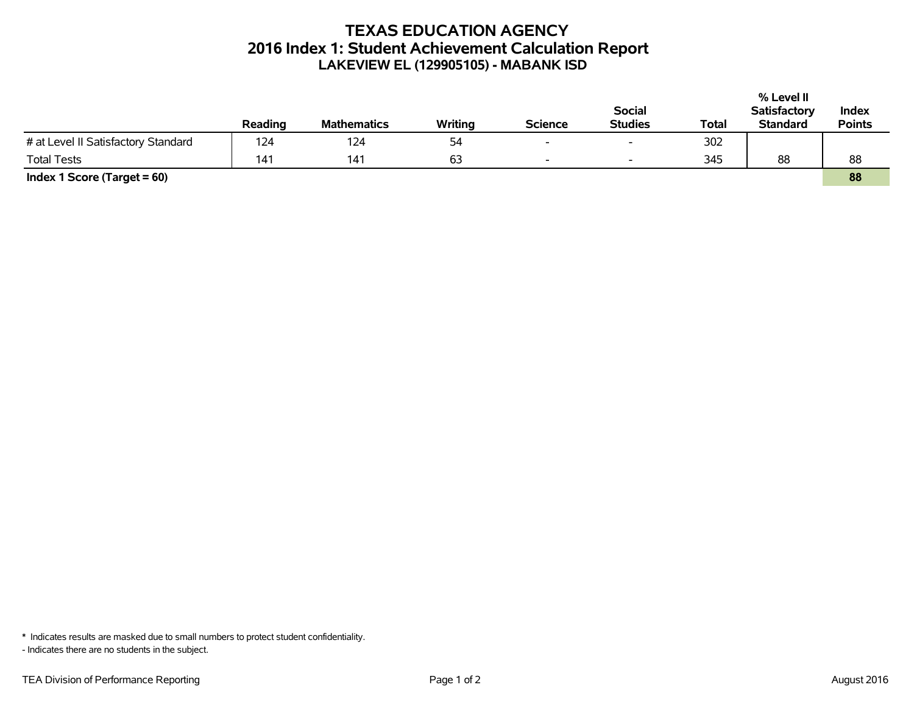# TEXAS EDUCATION AGENCY
## 2016 Index 1: Student Achievement Calculation Report
### LAKEVIEW EL (129905105) - MABANK ISD

| | Reading | Mathematics | Writing | Science | Social Studies | Total | % Level II Satisfactory Standard | Index Points |
|---|---|---|---|---|---|---|---|---|
| # at Level II Satisfactory Standard | 124 | 124 | 54 | - | - | 302 | | |
| Total Tests | 141 | 141 | 63 | - | - | 345 | 88 | 88 |
| **Index 1 Score (Target = 60)** | | | | | | | | **88** |

* Indicates results are masked due to small numbers to protect student confidentiality.

- Indicates there are no students in the subject.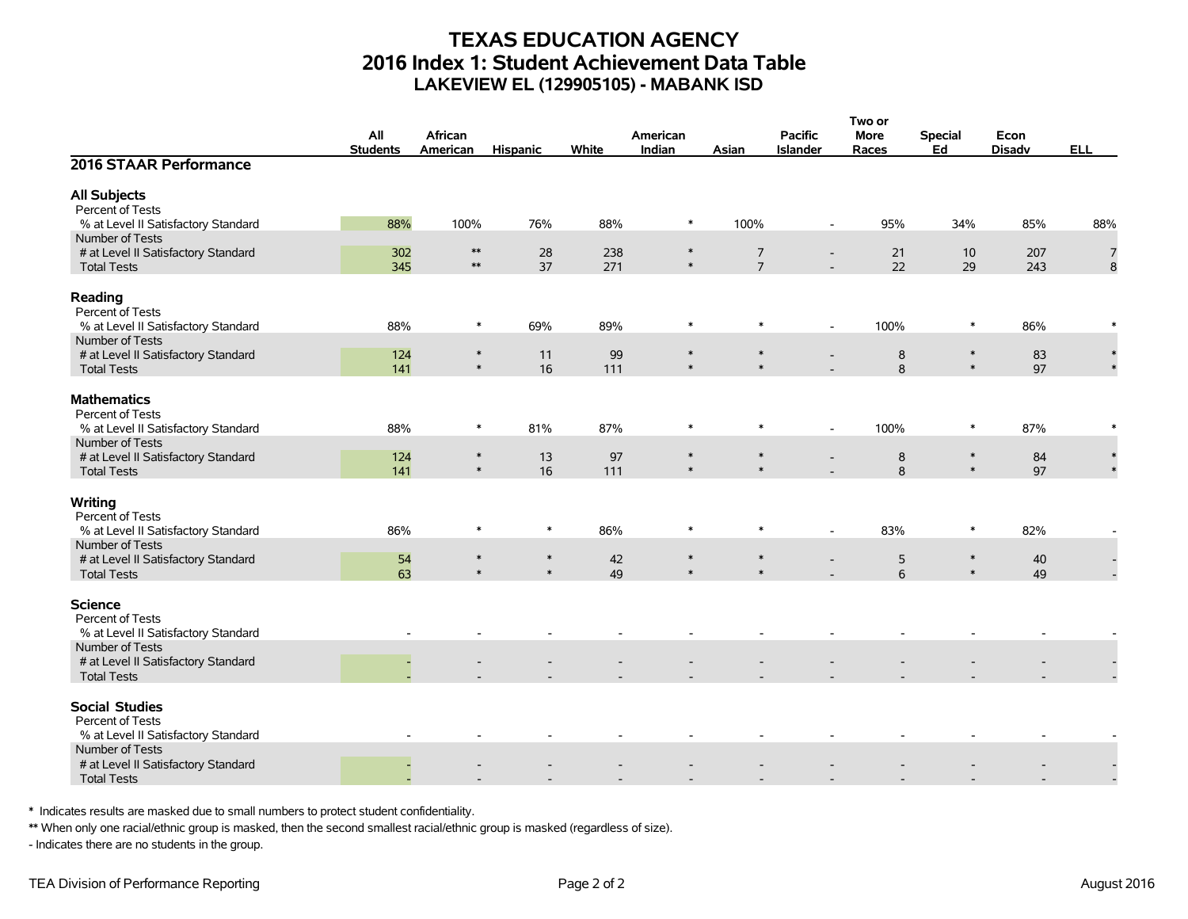# TEXAS EDUCATION AGENCY
## 2016 Index 1: Student Achievement Data Table
### LAKEVIEW EL (129905105) - MABANK ISD

| 2016 STAAR Performance | All Students | African American | Hispanic | White | American Indian | Asian | Pacific Islander | Two or More Races | Special Ed | Econ Disadv | ELL |
|---|---|---|---|---|---|---|---|---|---|---|---|
| **All Subjects** | | | | | | | | | | | |
| Percent of Tests | | | | | | | | | | | |
| % at Level II Satisfactory Standard | 88% | 100% | 76% | 88% | * | 100% | - | 95% | 34% | 85% | 88% |
| Number of Tests | | | | | | | | | | | |
| # at Level II Satisfactory Standard | 302 | ** | 28 | 238 | * | 7 | - | 21 | 10 | 207 | 7 |
| Total Tests | 345 | ** | 37 | 271 | * | 7 | - | 22 | 29 | 243 | 8 |
| **Reading** | | | | | | | | | | | |
| Percent of Tests | | | | | | | | | | | |
| % at Level II Satisfactory Standard | 88% | * | 69% | 89% | * | * | - | 100% | * | 86% | * |
| Number of Tests | | | | | | | | | | | |
| # at Level II Satisfactory Standard | 124 | * | 11 | 99 | * | * | - | 8 | * | 83 | * |
| Total Tests | 141 | * | 16 | 111 | * | * | - | 8 | * | 97 | * |
| **Mathematics** | | | | | | | | | | | |
| Percent of Tests | | | | | | | | | | | |
| % at Level II Satisfactory Standard | 88% | * | 81% | 87% | * | * | - | 100% | * | 87% | * |
| Number of Tests | | | | | | | | | | | |
| # at Level II Satisfactory Standard | 124 | * | 13 | 97 | * | * | - | 8 | * | 84 | * |
| Total Tests | 141 | * | 16 | 111 | * | * | - | 8 | * | 97 | * |
| **Writing** | | | | | | | | | | | |
| Percent of Tests | | | | | | | | | | | |
| % at Level II Satisfactory Standard | 86% | * | * | 86% | * | * | - | 83% | * | 82% | - |
| Number of Tests | | | | | | | | | | | |
| # at Level II Satisfactory Standard | 54 | * | * | 42 | * | * | - | 5 | * | 40 | - |
| Total Tests | 63 | * | * | 49 | * | * | - | 6 | * | 49 | - |
| **Science** | | | | | | | | | | | |
| Percent of Tests | | | | | | | | | | | |
| % at Level II Satisfactory Standard | - | - | - | - | - | - | - | - | - | - | - |
| Number of Tests | | | | | | | | | | | |
| # at Level II Satisfactory Standard | - | - | - | - | - | - | - | - | - | - | - |
| Total Tests | - | - | - | - | - | - | - | - | - | - | - |
| **Social Studies** | | | | | | | | | | | |
| Percent of Tests | | | | | | | | | | | |
| % at Level II Satisfactory Standard | - | - | - | - | - | - | - | - | - | - | - |
| Number of Tests | | | | | | | | | | | |
| # at Level II Satisfactory Standard | - | - | - | - | - | - | - | - | - | - | - |
| Total Tests | - | - | - | - | - | - | - | - | - | - | - |

* Indicates results are masked due to small numbers to protect student confidentiality.

** When only one racial/ethnic group is masked, then the second smallest racial/ethnic group is masked (regardless of size).

- Indicates there are no students in the group.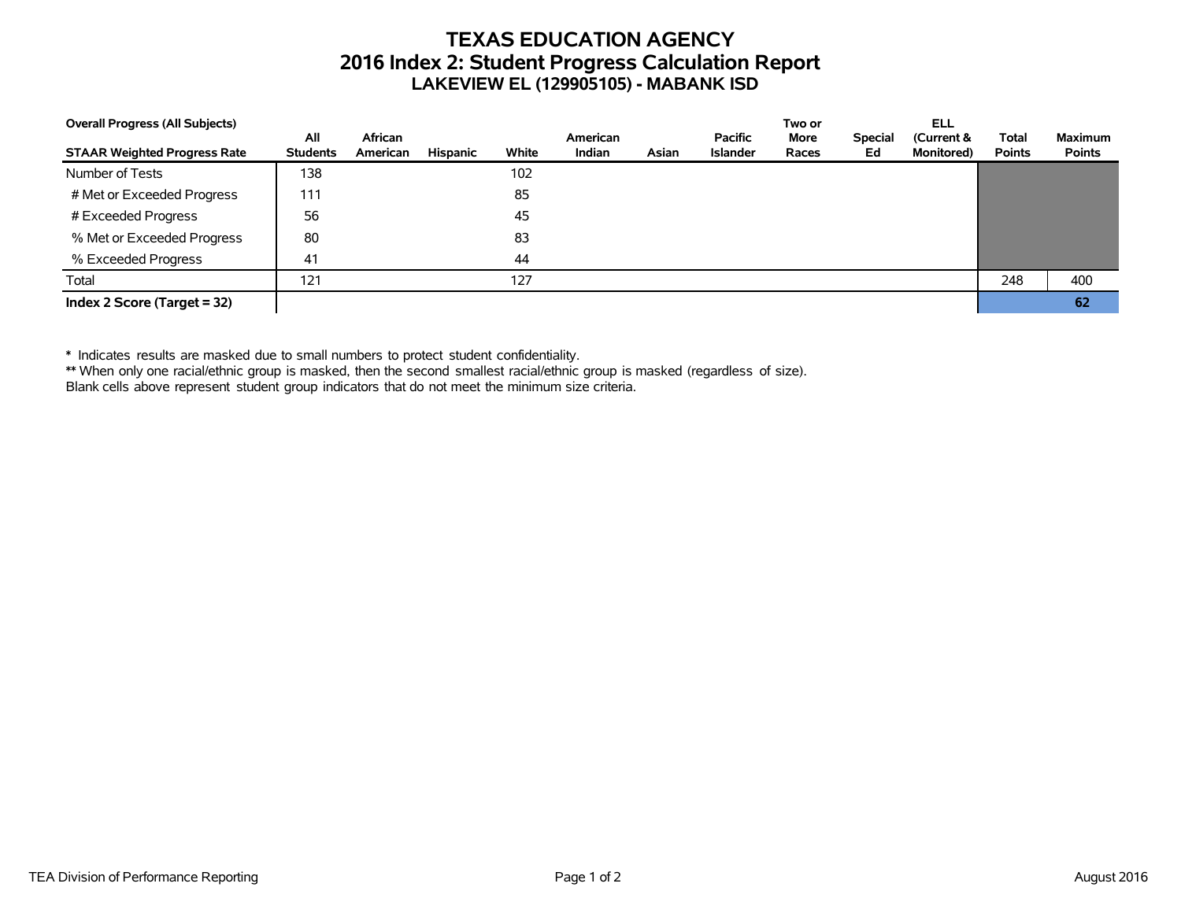# TEXAS EDUCATION AGENCY
## 2016 Index 2: Student Progress Calculation Report
### LAKEVIEW EL (129905105) - MABANK ISD

**Overall Progress (All Subjects)**

| STAAR Weighted Progress Rate | All Students | African American | Hispanic | White | American Indian | Asian | Pacific Islander | Two or More Races | Special Ed | ELL (Current & Monitored) | Total Points | Maximum Points |
|---|---|---|---|---|---|---|---|---|---|---|---|---|
| Number of Tests | 138 | | | 102 | | | | | | | | |
| # Met or Exceeded Progress | 111 | | | 85 | | | | | | | | |
| # Exceeded Progress | 56 | | | 45 | | | | | | | | |
| % Met or Exceeded Progress | 80 | | | 83 | | | | | | | | |
| % Exceeded Progress | 41 | | | 44 | | | | | | | | |
| Total | 121 | | | 127 | | | | | | | 248 | 400 |
| **Index 2 Score (Target = 32)** | | | | | | | | | | | | **62** |

* Indicates results are masked due to small numbers to protect student confidentiality.
** When only one racial/ethnic group is masked, then the second smallest racial/ethnic group is masked (regardless of size).
Blank cells above represent student group indicators that do not meet the minimum size criteria.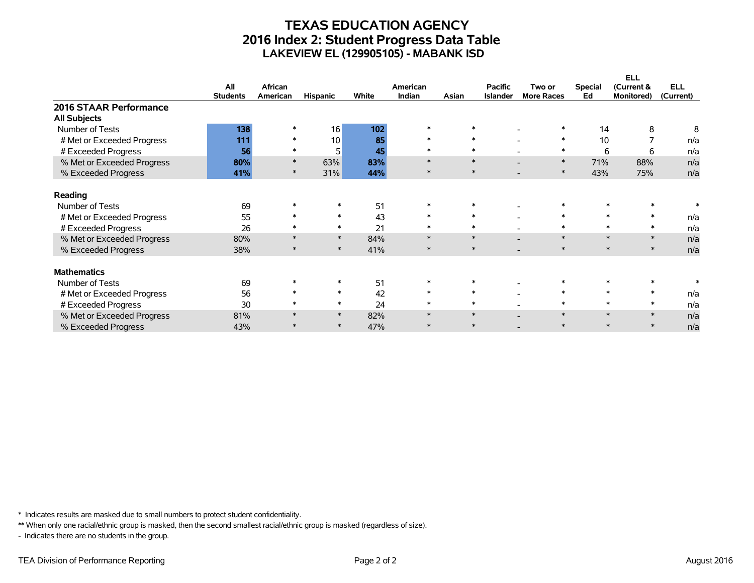# TEXAS EDUCATION AGENCY
## 2016 Index 2: Student Progress Data Table
### LAKEVIEW EL (129905105) - MABANK ISD

| | All Students | African American | Hispanic | White | American Indian | Asian | Pacific Islander | Two or More Races | Special Ed | ELL (Current & Monitored) | ELL (Current) |
|---|---|---|---|---|---|---|---|---|---|---|---|
| **2016 STAAR Performance** | | | | | | | | | | | |
| **All Subjects** | | | | | | | | | | | |
| Number of Tests | **138** | * | 16 | **102** | * | * | - | * | 14 | 8 | 8 |
| # Met or Exceeded Progress | **111** | * | 10 | **85** | * | * | - | * | 10 | 7 | n/a |
| # Exceeded Progress | **56** | * | 5 | **45** | * | * | - | * | 6 | 6 | n/a |
| % Met or Exceeded Progress | **80%** | * | 63% | **83%** | * | * | - | * | 71% | 88% | n/a |
| % Exceeded Progress | **41%** | * | 31% | **44%** | * | * | - | * | 43% | 75% | n/a |
| **Reading** | | | | | | | | | | | |
| Number of Tests | 69 | * | * | 51 | * | * | - | * | * | * | * |
| # Met or Exceeded Progress | 55 | * | * | 43 | * | * | - | * | * | * | n/a |
| # Exceeded Progress | 26 | * | * | 21 | * | * | - | * | * | * | n/a |
| % Met or Exceeded Progress | 80% | * | * | 84% | * | * | - | * | * | * | n/a |
| % Exceeded Progress | 38% | * | * | 41% | * | * | - | * | * | * | n/a |
| **Mathematics** | | | | | | | | | | | |
| Number of Tests | 69 | * | * | 51 | * | * | - | * | * | * | * |
| # Met or Exceeded Progress | 56 | * | * | 42 | * | * | - | * | * | * | n/a |
| # Exceeded Progress | 30 | * | * | 24 | * | * | - | * | * | * | n/a |
| % Met or Exceeded Progress | 81% | * | * | 82% | * | * | - | * | * | * | n/a |
| % Exceeded Progress | 43% | * | * | 47% | * | * | - | * | * | * | n/a |

\* Indicates results are masked due to small numbers to protect student confidentiality.

** When only one racial/ethnic group is masked, then the second smallest racial/ethnic group is masked (regardless of size).

\- Indicates there are no students in the group.

TEA Division of Performance Reporting — August 2016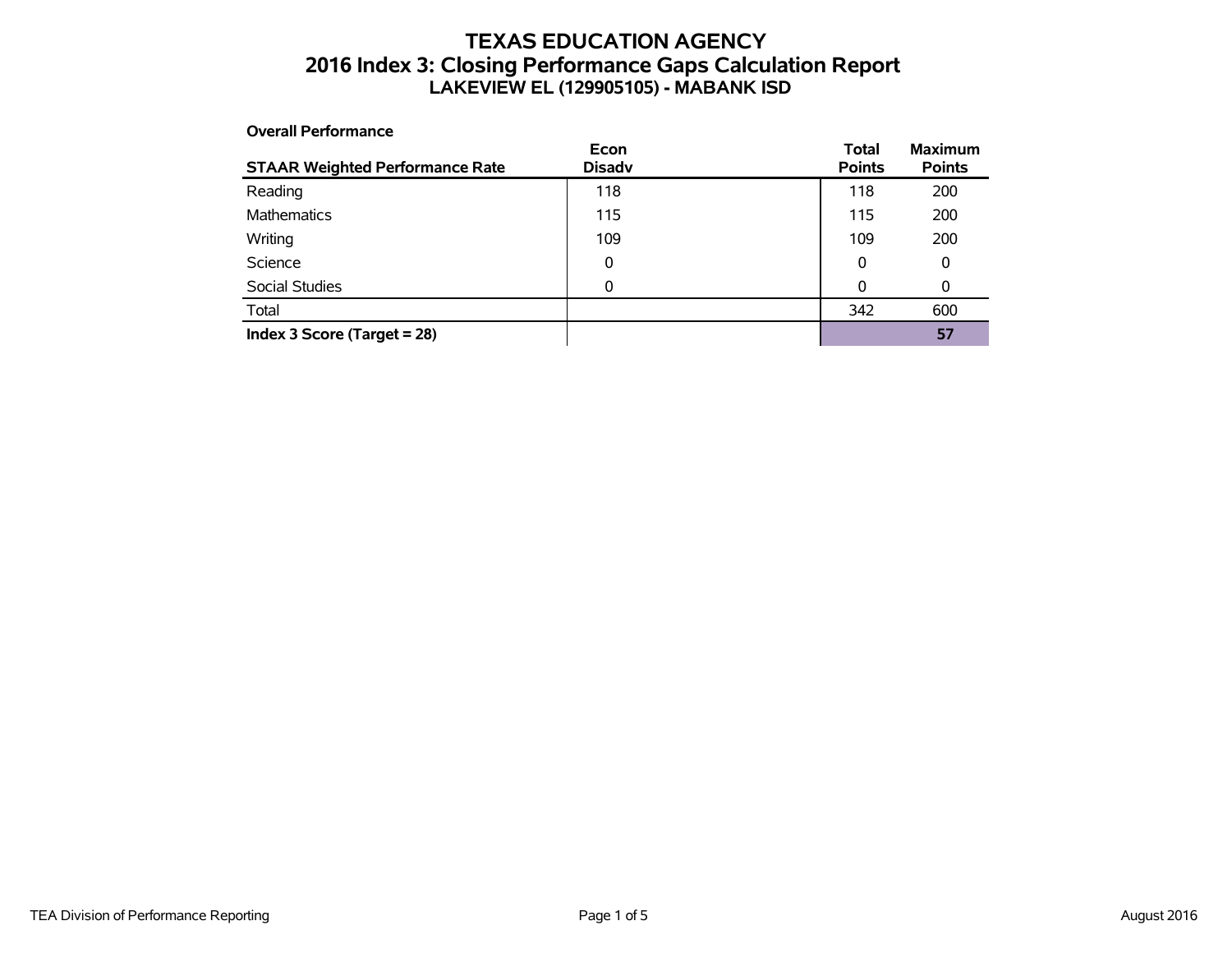# TEXAS EDUCATION AGENCY
## 2016 Index 3: Closing Performance Gaps Calculation Report
### LAKEVIEW EL (129905105) - MABANK ISD

**Overall Performance**

| STAAR Weighted Performance Rate | Econ Disadv | Total Points | Maximum Points |
|---|---|---|---|
| Reading | 118 | 118 | 200 |
| Mathematics | 115 | 115 | 200 |
| Writing | 109 | 109 | 200 |
| Science | 0 | 0 | 0 |
| Social Studies | 0 | 0 | 0 |
| Total | | 342 | 600 |
| **Index 3 Score (Target = 28)** | | | **57** |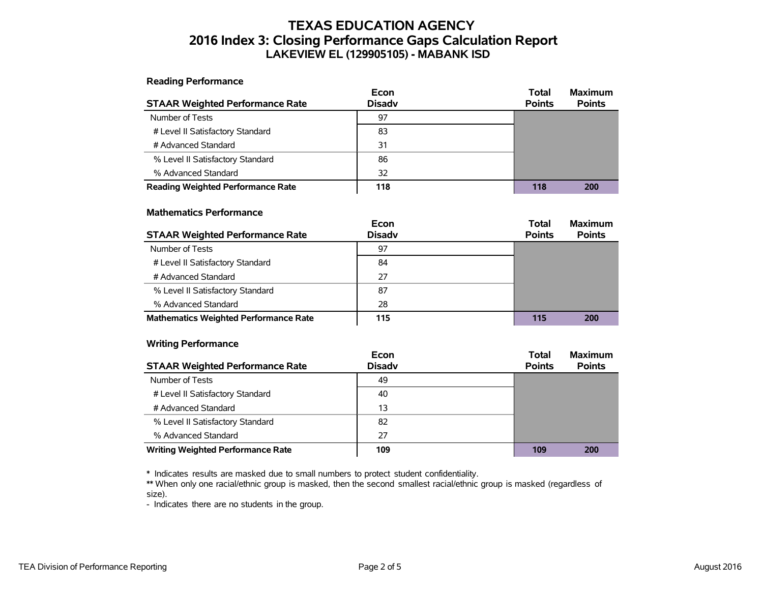# TEXAS EDUCATION AGENCY
## 2016 Index 3: Closing Performance Gaps Calculation Report
### LAKEVIEW EL (129905105) - MABANK ISD

**Reading Performance**

| STAAR Weighted Performance Rate | Econ Disadv | Total Points | Maximum Points |
|---|---|---|---|
| Number of Tests | 97 | | |
| # Level II Satisfactory Standard | 83 | | |
| # Advanced Standard | 31 | | |
| % Level II Satisfactory Standard | 86 | | |
| % Advanced Standard | 32 | | |
| **Reading Weighted Performance Rate** | **118** | **118** | **200** |

**Mathematics Performance**

| STAAR Weighted Performance Rate | Econ Disadv | Total Points | Maximum Points |
|---|---|---|---|
| Number of Tests | 97 | | |
| # Level II Satisfactory Standard | 84 | | |
| # Advanced Standard | 27 | | |
| % Level II Satisfactory Standard | 87 | | |
| % Advanced Standard | 28 | | |
| **Mathematics Weighted Performance Rate** | **115** | **115** | **200** |

**Writing Performance**

| STAAR Weighted Performance Rate | Econ Disadv | Total Points | Maximum Points |
|---|---|---|---|
| Number of Tests | 49 | | |
| # Level II Satisfactory Standard | 40 | | |
| # Advanced Standard | 13 | | |
| % Level II Satisfactory Standard | 82 | | |
| % Advanced Standard | 27 | | |
| **Writing Weighted Performance Rate** | **109** | **109** | **200** |

**\*** Indicates results are masked due to small numbers to protect student confidentiality.
**\*\*** When only one racial/ethnic group is masked, then the second smallest racial/ethnic group is masked (regardless of size).
- Indicates there are no students in the group.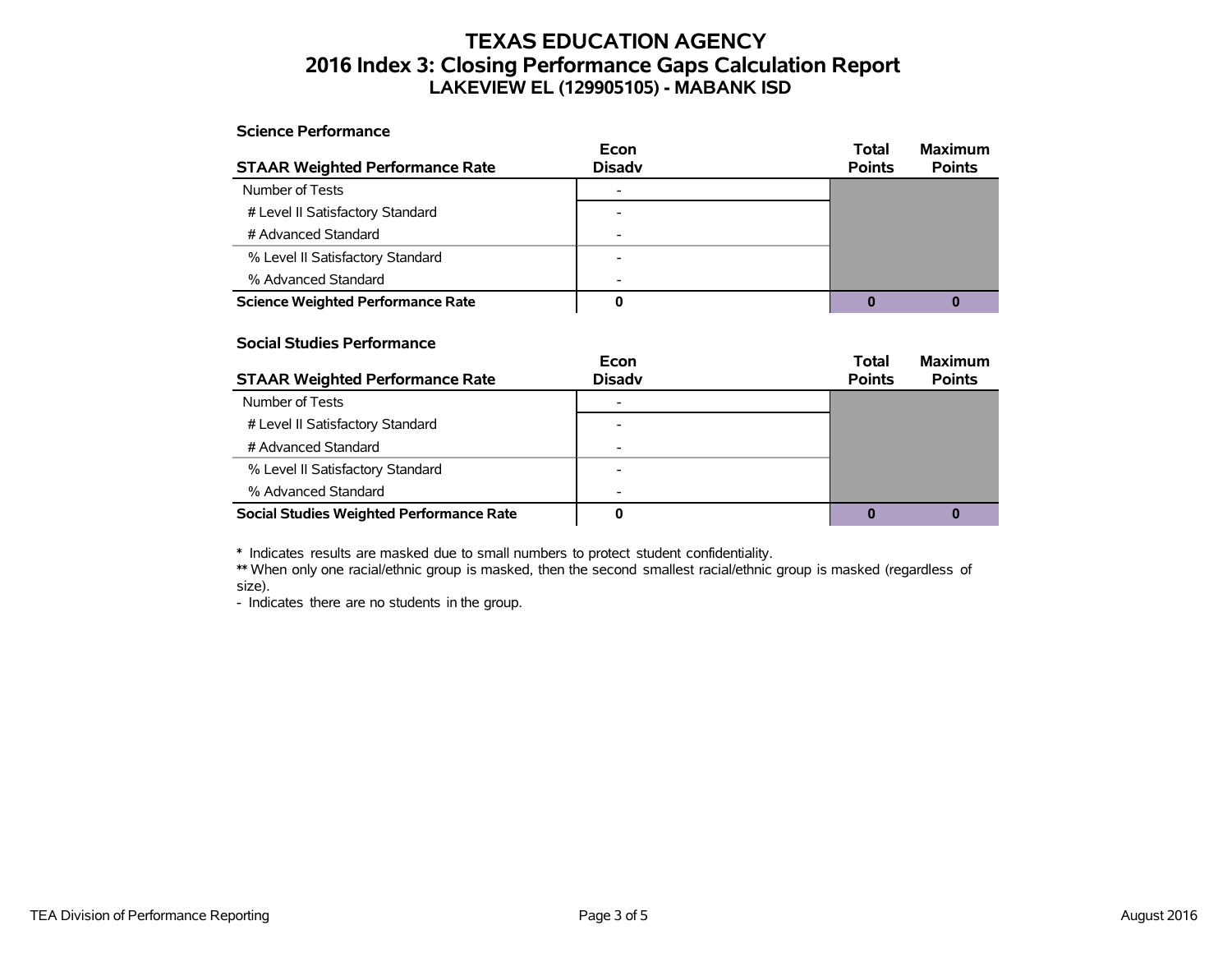# TEXAS EDUCATION AGENCY
## 2016 Index 3: Closing Performance Gaps Calculation Report
### LAKEVIEW EL (129905105) - MABANK ISD

**Science Performance**

| STAAR Weighted Performance Rate | Econ Disadv | Total Points | Maximum Points |
|---|---|---|---|
| Number of Tests | - | | |
| # Level II Satisfactory Standard | - | | |
| # Advanced Standard | - | | |
| % Level II Satisfactory Standard | - | | |
| % Advanced Standard | - | | |
| **Science Weighted Performance Rate** | **0** | **0** | **0** |

**Social Studies Performance**

| STAAR Weighted Performance Rate | Econ Disadv | Total Points | Maximum Points |
|---|---|---|---|
| Number of Tests | - | | |
| # Level II Satisfactory Standard | - | | |
| # Advanced Standard | - | | |
| % Level II Satisfactory Standard | - | | |
| % Advanced Standard | - | | |
| **Social Studies Weighted Performance Rate** | **0** | **0** | **0** |

**\*** Indicates results are masked due to small numbers to protect student confidentiality.
**\*\*** When only one racial/ethnic group is masked, then the second smallest racial/ethnic group is masked (regardless of size).
\- Indicates there are no students in the group.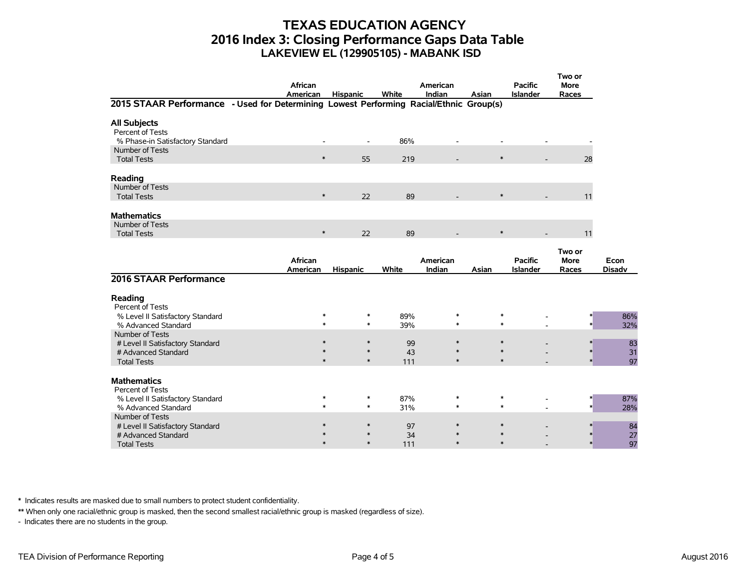# TEXAS EDUCATION AGENCY
## 2016 Index 3: Closing Performance Gaps Data Table
### LAKEVIEW EL (129905105) - MABANK ISD

| | African American | Hispanic | White | American Indian | Asian | Pacific Islander | Two or More Races |
|---|---|---|---|---|---|---|---|
| **2015 STAAR Performance - Used for Determining Lowest Performing Racial/Ethnic Group(s)** | | | | | | | |
| **All Subjects** | | | | | | | |
| Percent of Tests | | | | | | | |
| % Phase-in Satisfactory Standard | - | - | 86% | - | - | - | - |
| Number of Tests | | | | | | | |
| Total Tests | * | 55 | 219 | - | * | - | 28 |
| **Reading** | | | | | | | |
| Number of Tests | | | | | | | |
| Total Tests | * | 22 | 89 | - | * | - | 11 |
| **Mathematics** | | | | | | | |
| Number of Tests | | | | | | | |
| Total Tests | * | 22 | 89 | - | * | - | 11 |

| | African American | Hispanic | White | American Indian | Asian | Pacific Islander | Two or More Races | Econ Disadv |
|---|---|---|---|---|---|---|---|---|
| **2016 STAAR Performance** | | | | | | | | |
| **Reading** | | | | | | | | |
| Percent of Tests | | | | | | | | |
| % Level II Satisfactory Standard | * | * | 89% | * | * | - | * | 86% |
| % Advanced Standard | * | * | 39% | * | * | - | * | 32% |
| Number of Tests | | | | | | | | |
| # Level II Satisfactory Standard | * | * | 99 | * | * | - | * | 83 |
| # Advanced Standard | * | * | 43 | * | * | - | * | 31 |
| Total Tests | * | * | 111 | * | * | - | * | 97 |
| **Mathematics** | | | | | | | | |
| Percent of Tests | | | | | | | | |
| % Level II Satisfactory Standard | * | * | 87% | * | * | - | * | 87% |
| % Advanced Standard | * | * | 31% | * | * | - | * | 28% |
| Number of Tests | | | | | | | | |
| # Level II Satisfactory Standard | * | * | 97 | * | * | - | * | 84 |
| # Advanced Standard | * | * | 34 | * | * | - | * | 27 |
| Total Tests | * | * | 111 | * | * | - | * | 97 |

\* Indicates results are masked due to small numbers to protect student confidentiality.

** When only one racial/ethnic group is masked, then the second smallest racial/ethnic group is masked (regardless of size).

- Indicates there are no students in the group.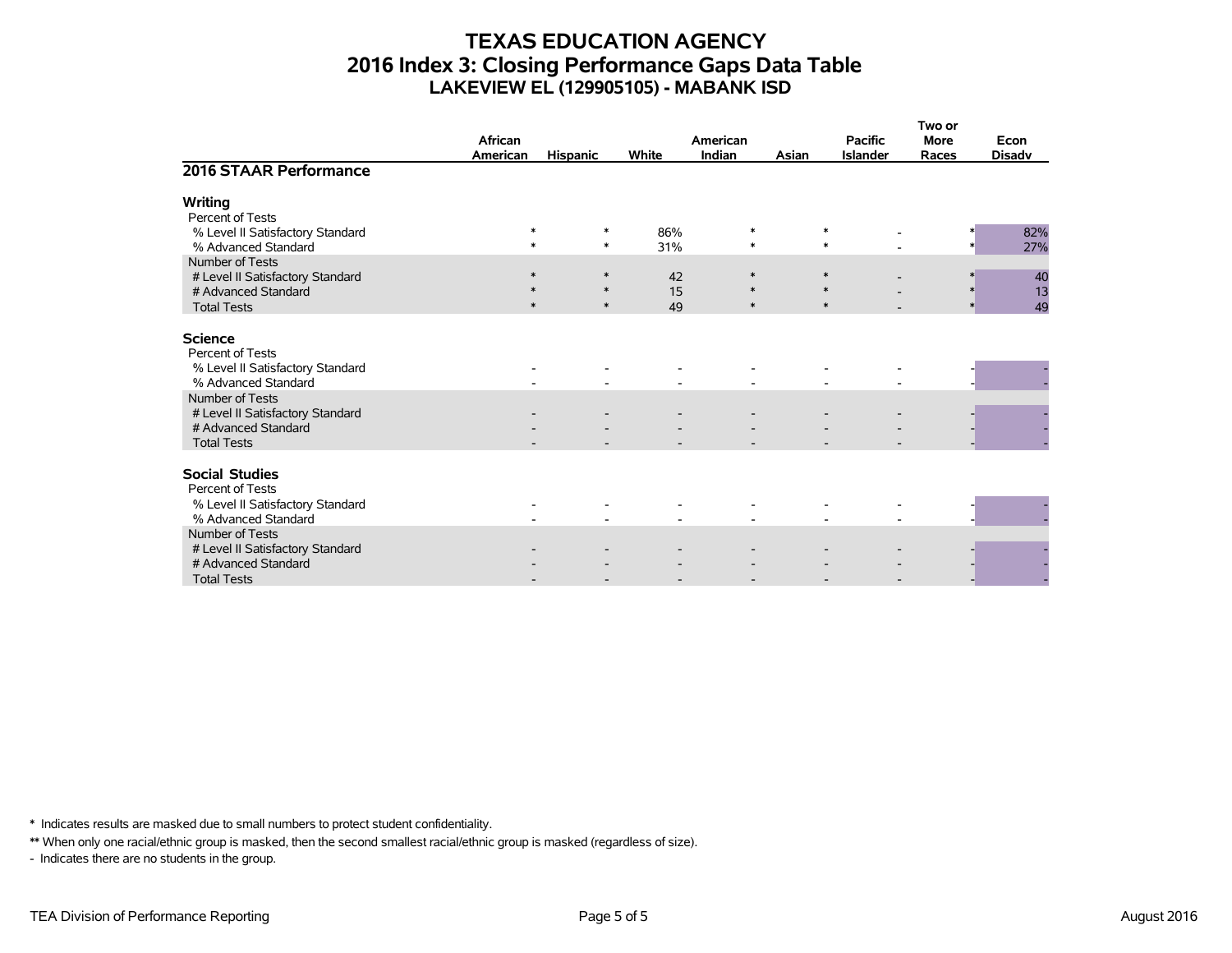# TEXAS EDUCATION AGENCY
## 2016 Index 3: Closing Performance Gaps Data Table
### LAKEVIEW EL (129905105) - MABANK ISD

| 2016 STAAR Performance | African American | Hispanic | White | American Indian | Asian | Pacific Islander | Two or More Races | Econ Disadv |
|---|---|---|---|---|---|---|---|---|
| **Writing** | | | | | | | | |
| Percent of Tests | | | | | | | | |
| % Level II Satisfactory Standard | * | * | 86% | * | * | - | * | 82% |
| % Advanced Standard | * | * | 31% | * | * | - | * | 27% |
| Number of Tests | | | | | | | | |
| # Level II Satisfactory Standard | * | * | 42 | * | * | - | * | 40 |
| # Advanced Standard | * | * | 15 | * | * | - | * | 13 |
| Total Tests | * | * | 49 | * | * | - | * | 49 |
| **Science** | | | | | | | | |
| Percent of Tests | | | | | | | | |
| % Level II Satisfactory Standard | - | - | - | - | - | - | - | - |
| % Advanced Standard | - | - | - | - | - | - | - | - |
| Number of Tests | | | | | | | | |
| # Level II Satisfactory Standard | - | - | - | - | - | - | - | - |
| # Advanced Standard | - | - | - | - | - | - | - | - |
| Total Tests | - | - | - | - | - | - | - | - |
| **Social Studies** | | | | | | | | |
| Percent of Tests | | | | | | | | |
| % Level II Satisfactory Standard | - | - | - | - | - | - | - | - |
| % Advanced Standard | - | - | - | - | - | - | - | - |
| Number of Tests | | | | | | | | |
| # Level II Satisfactory Standard | - | - | - | - | - | - | - | - |
| # Advanced Standard | - | - | - | - | - | - | - | - |
| Total Tests | - | - | - | - | - | - | - | - |

\* Indicates results are masked due to small numbers to protect student confidentiality.

** When only one racial/ethnic group is masked, then the second smallest racial/ethnic group is masked (regardless of size).

\- Indicates there are no students in the group.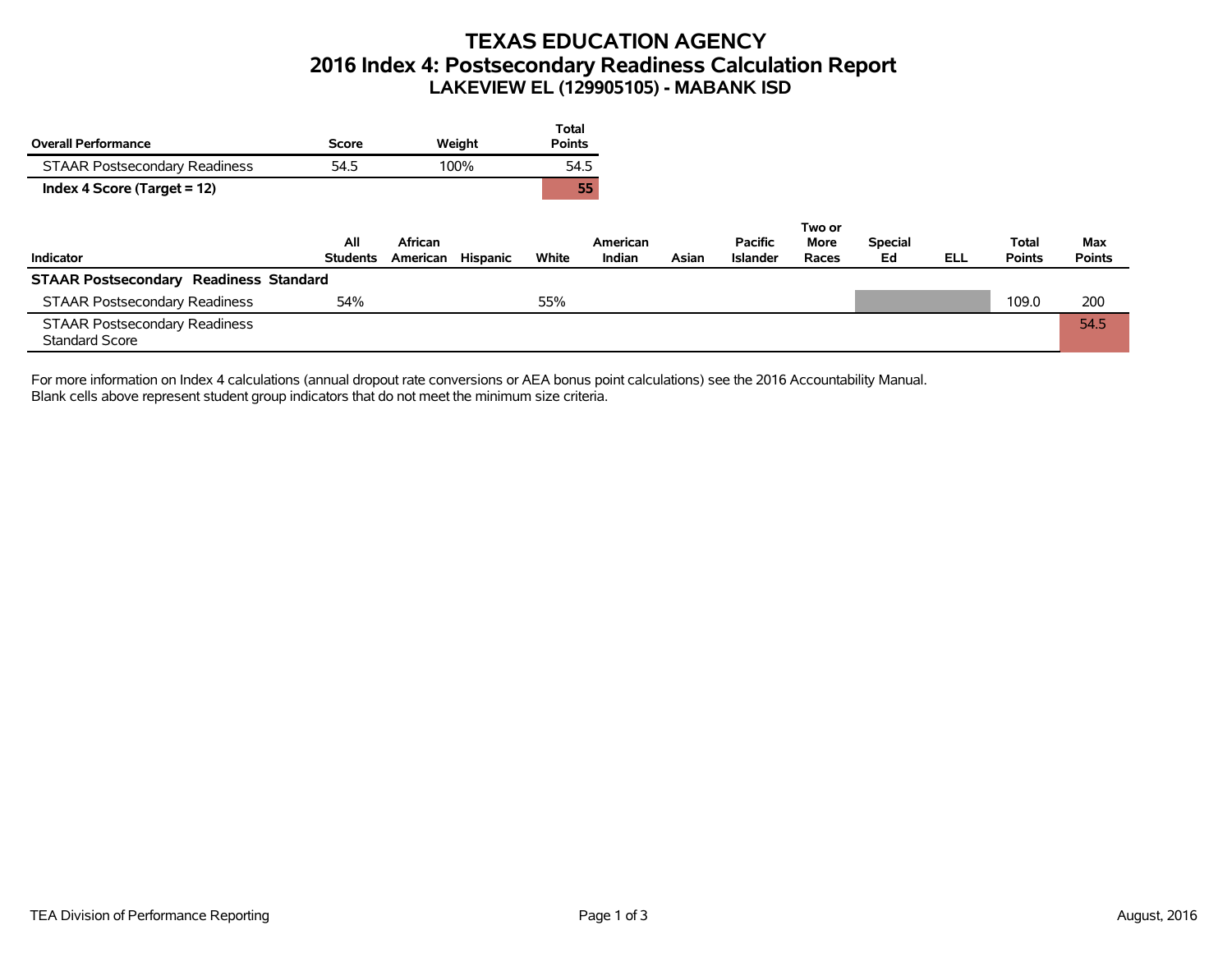# TEXAS EDUCATION AGENCY
## 2016 Index 4: Postsecondary Readiness Calculation Report
### LAKEVIEW EL (129905105) - MABANK ISD

| Overall Performance | Score | Weight | Total Points |
|---|---|---|---|
| STAAR Postsecondary Readiness | 54.5 | 100% | 54.5 |
| **Index 4 Score (Target = 12)** | | | **55** |

| Indicator | All Students | African American | Hispanic | White | American Indian | Asian | Pacific Islander | Two or More Races | Special Ed | ELL | Total Points | Max Points |
|---|---|---|---|---|---|---|---|---|---|---|---|---|
| **STAAR Postsecondary Readiness Standard** | | | | | | | | | | | | |
| STAAR Postsecondary Readiness | 54% | | | 55% | | | | | | | 109.0 | 200 |
| STAAR Postsecondary Readiness Standard Score | | | | | | | | | | | | 54.5 |

For more information on Index 4 calculations (annual dropout rate conversions or AEA bonus point calculations) see the 2016 Accountability Manual.
Blank cells above represent student group indicators that do not meet the minimum size criteria.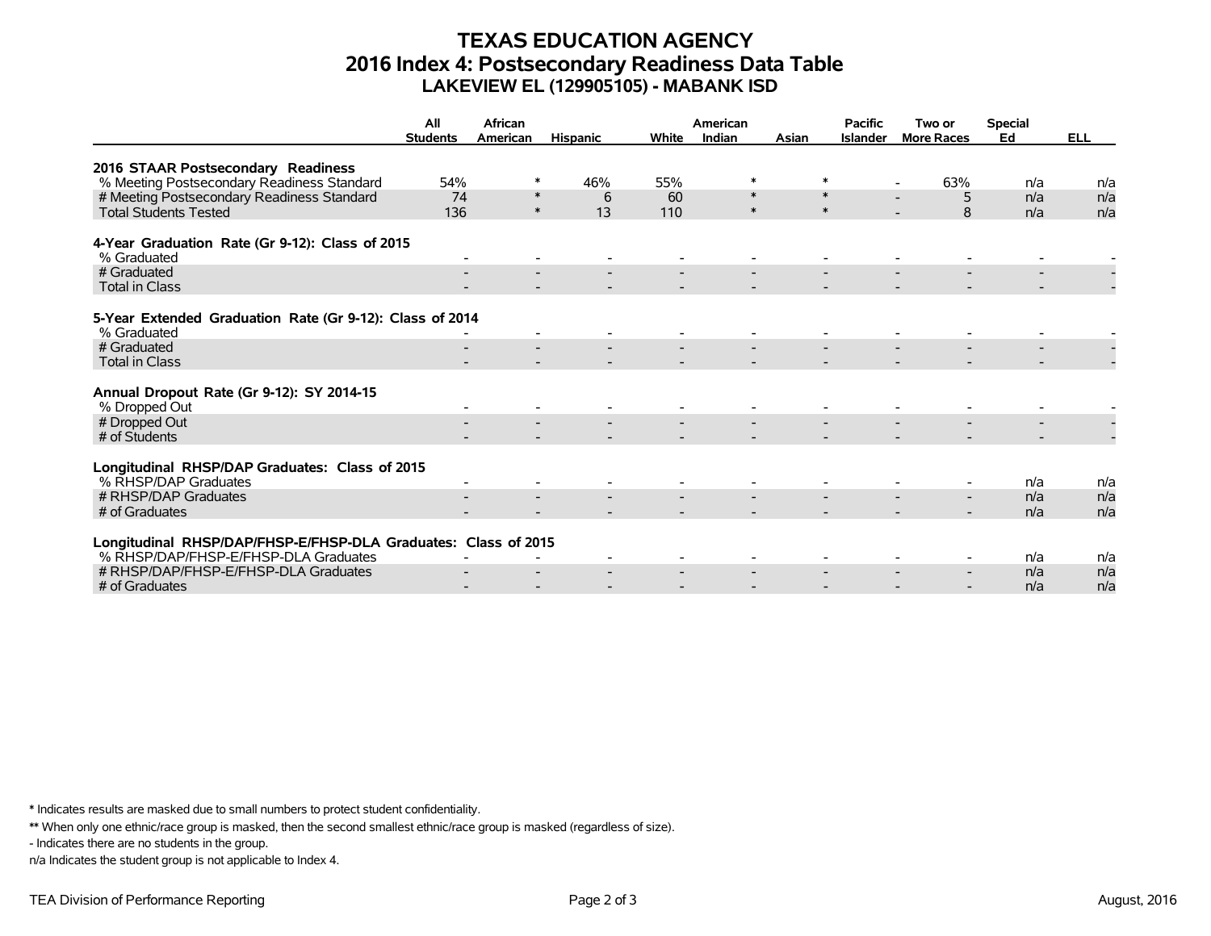# TEXAS EDUCATION AGENCY
## 2016 Index 4: Postsecondary Readiness Data Table
### LAKEVIEW EL (129905105) - MABANK ISD

| | All Students | African American | Hispanic | White | American Indian | Asian | Pacific Islander | Two or More Races | Special Ed | ELL |
|---|---|---|---|---|---|---|---|---|---|---|
| **2016 STAAR Postsecondary Readiness** | | | | | | | | | | |
| % Meeting Postsecondary Readiness Standard | 54% | * | 46% | 55% | * | * | - | 63% | n/a | n/a |
| # Meeting Postsecondary Readiness Standard | 74 | * | 6 | 60 | * | * | - | 5 | n/a | n/a |
| Total Students Tested | 136 | * | 13 | 110 | * | * | - | 8 | n/a | n/a |
| **4-Year Graduation Rate (Gr 9-12): Class of 2015** | | | | | | | | | | |
| % Graduated | - | - | - | - | - | - | - | - | - | - |
| # Graduated | - | - | - | - | - | - | - | - | - | - |
| Total in Class | - | - | - | - | - | - | - | - | - | - |
| **5-Year Extended Graduation Rate (Gr 9-12): Class of 2014** | | | | | | | | | | |
| % Graduated | - | - | - | - | - | - | - | - | - | - |
| # Graduated | - | - | - | - | - | - | - | - | - | - |
| Total in Class | - | - | - | - | - | - | - | - | - | - |
| **Annual Dropout Rate (Gr 9-12): SY 2014-15** | | | | | | | | | | |
| % Dropped Out | - | - | - | - | - | - | - | - | - | - |
| # Dropped Out | - | - | - | - | - | - | - | - | - | - |
| # of Students | - | - | - | - | - | - | - | - | - | - |
| **Longitudinal RHSP/DAP Graduates: Class of 2015** | | | | | | | | | | |
| % RHSP/DAP Graduates | - | - | - | - | - | - | - | - | n/a | n/a |
| # RHSP/DAP Graduates | - | - | - | - | - | - | - | - | n/a | n/a |
| # of Graduates | - | - | - | - | - | - | - | - | n/a | n/a |
| **Longitudinal RHSP/DAP/FHSP-E/FHSP-DLA Graduates: Class of 2015** | | | | | | | | | | |
| % RHSP/DAP/FHSP-E/FHSP-DLA Graduates | - | - | - | - | - | - | - | - | n/a | n/a |
| # RHSP/DAP/FHSP-E/FHSP-DLA Graduates | - | - | - | - | - | - | - | - | n/a | n/a |
| # of Graduates | - | - | - | - | - | - | - | - | n/a | n/a |

* Indicates results are masked due to small numbers to protect student confidentiality.

** When only one ethnic/race group is masked, then the second smallest ethnic/race group is masked (regardless of size).

- Indicates there are no students in the group.

n/a Indicates the student group is not applicable to Index 4.

TEA Division of Performance Reporting — August, 2016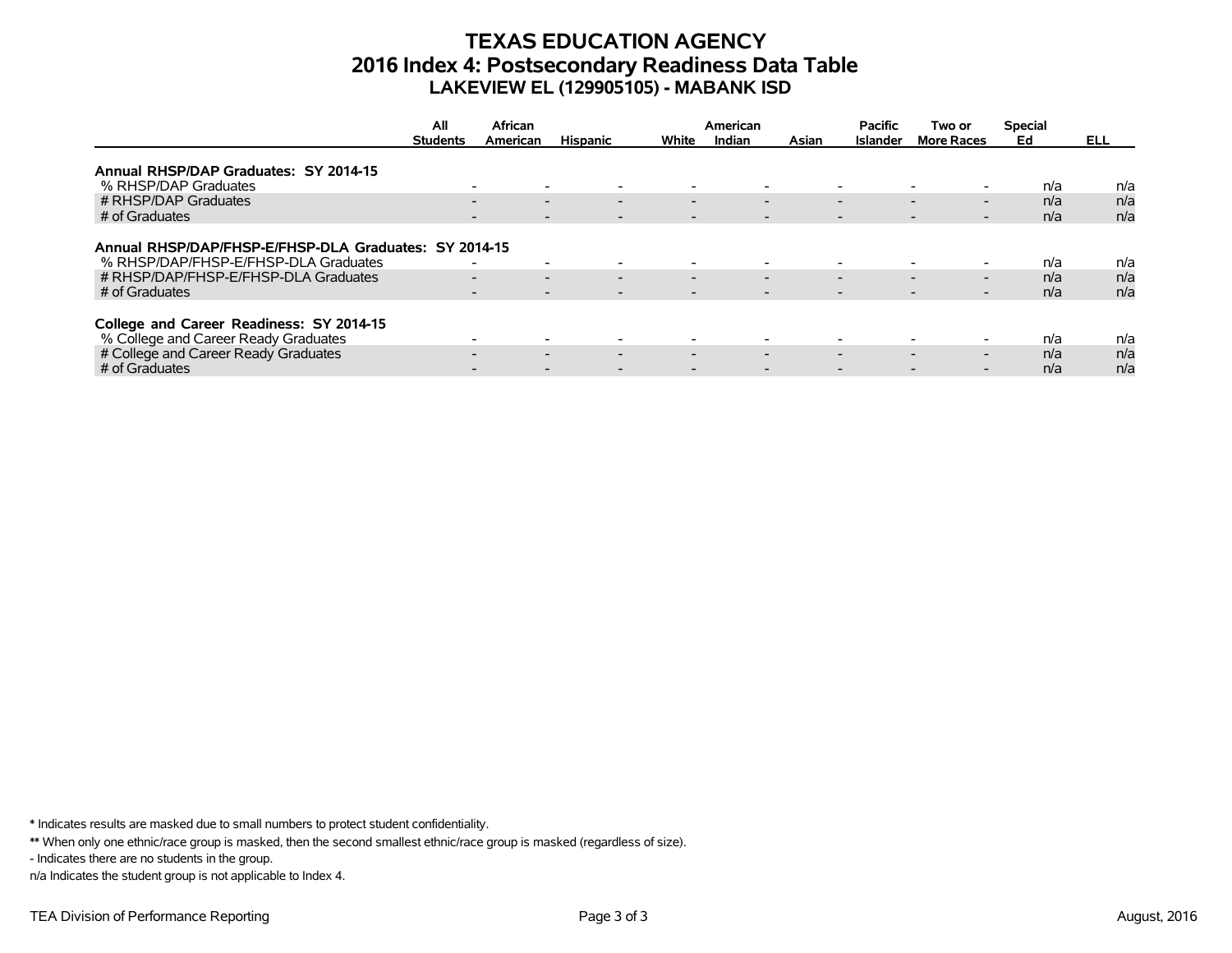# TEXAS EDUCATION AGENCY
## 2016 Index 4: Postsecondary Readiness Data Table
### LAKEVIEW EL (129905105) - MABANK ISD

| | All Students | African American | Hispanic | White | American Indian | Asian | Pacific Islander | Two or More Races | Special Ed | ELL |
|---|---|---|---|---|---|---|---|---|---|---|
| **Annual RHSP/DAP Graduates: SY 2014-15** | | | | | | | | | | |
| % RHSP/DAP Graduates | - | - | - | - | - | - | - | - | n/a | n/a |
| # RHSP/DAP Graduates | - | - | - | - | - | - | - | - | n/a | n/a |
| # of Graduates | - | - | - | - | - | - | - | - | n/a | n/a |
| **Annual RHSP/DAP/FHSP-E/FHSP-DLA Graduates: SY 2014-15** | | | | | | | | | | |
| % RHSP/DAP/FHSP-E/FHSP-DLA Graduates | - | - | - | - | - | - | - | - | n/a | n/a |
| # RHSP/DAP/FHSP-E/FHSP-DLA Graduates | - | - | - | - | - | - | - | - | n/a | n/a |
| # of Graduates | - | - | - | - | - | - | - | - | n/a | n/a |
| **College and Career Readiness: SY 2014-15** | | | | | | | | | | |
| % College and Career Ready Graduates | - | - | - | - | - | - | - | - | n/a | n/a |
| # College and Career Ready Graduates | - | - | - | - | - | - | - | - | n/a | n/a |
| # of Graduates | - | - | - | - | - | - | - | - | n/a | n/a |

* Indicates results are masked due to small numbers to protect student confidentiality.

** When only one ethnic/race group is masked, then the second smallest ethnic/race group is masked (regardless of size).

- Indicates there are no students in the group.

n/a Indicates the student group is not applicable to Index 4.

TEA Division of Performance Reporting

August, 2016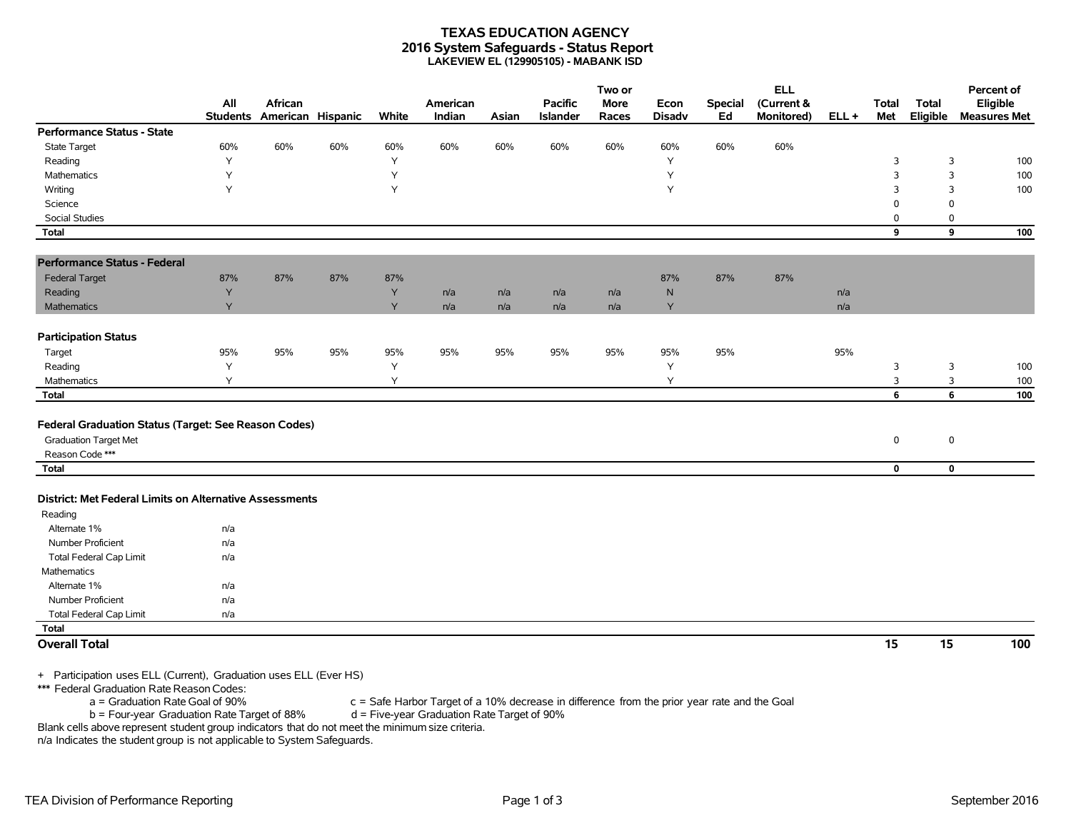# TEXAS EDUCATION AGENCY
## 2016 System Safeguards - Status Report
### LAKEVIEW EL (129905105) - MABANK ISD

| | All Students | African American | Hispanic | White | American Indian | Asian | Pacific Islander | Two or More Races | Econ Disadv | Special Ed | ELL (Current & Monitored) | ELL + | Total Met | Total Eligible | Percent of Eligible Measures Met |
|---|---|---|---|---|---|---|---|---|---|---|---|---|---|---|---|
| **Performance Status - State** | | | | | | | | | | | | | | | |
| State Target | 60% | 60% | 60% | 60% | 60% | 60% | 60% | 60% | 60% | 60% | 60% | | | | |
| Reading | Y | | | Y | | | | | Y | | | | 3 | 3 | 100 |
| Mathematics | Y | | | Y | | | | | Y | | | | 3 | 3 | 100 |
| Writing | Y | | | Y | | | | | Y | | | | 3 | 3 | 100 |
| Science | | | | | | | | | | | | | 0 | 0 | |
| Social Studies | | | | | | | | | | | | | 0 | 0 | |
| **Total** | | | | | | | | | | | | | **9** | **9** | **100** |
| **Performance Status - Federal** | | | | | | | | | | | | | | | |
| Federal Target | 87% | 87% | 87% | 87% | | | | | 87% | 87% | 87% | | | | |
| Reading | Y | | | Y | n/a | n/a | n/a | n/a | N | | | n/a | | | |
| Mathematics | Y | | | Y | n/a | n/a | n/a | n/a | Y | | | n/a | | | |
| **Participation Status** | | | | | | | | | | | | | | | |
| Target | 95% | 95% | 95% | 95% | 95% | 95% | 95% | 95% | 95% | 95% | | 95% | | | |
| Reading | Y | | | Y | | | | | Y | | | | 3 | 3 | 100 |
| Mathematics | Y | | | Y | | | | | Y | | | | 3 | 3 | 100 |
| **Total** | | | | | | | | | | | | | **6** | **6** | **100** |
| **Federal Graduation Status (Target: See Reason Codes)** | | | | | | | | | | | | | | | |
| Graduation Target Met | | | | | | | | | | | | | 0 | 0 | |
| Reason Code *** | | | | | | | | | | | | | | | |
| **Total** | | | | | | | | | | | | | **0** | **0** | |
| **District: Met Federal Limits on Alternative Assessments** | | | | | | | | | | | | | | | |
| Reading | | | | | | | | | | | | | | | |
| Alternate 1% | n/a | | | | | | | | | | | | | | |
| Number Proficient | n/a | | | | | | | | | | | | | | |
| Total Federal Cap Limit | n/a | | | | | | | | | | | | | | |
| Mathematics | | | | | | | | | | | | | | | |
| Alternate 1% | n/a | | | | | | | | | | | | | | |
| Number Proficient | n/a | | | | | | | | | | | | | | |
| Total Federal Cap Limit | n/a | | | | | | | | | | | | | | |
| **Total** | | | | | | | | | | | | | | | |
| **Overall Total** | | | | | | | | | | | | | **15** | **15** | **100** |

\+ Participation uses ELL (Current), Graduation uses ELL (Ever HS)

*** Federal Graduation Rate Reason Codes:

- a = Graduation Rate Goal of 90%
- b = Four-year Graduation Rate Target of 88%
- c = Safe Harbor Target of a 10% decrease in difference from the prior year rate and the Goal
- d = Five-year Graduation Rate Target of 90%

Blank cells above represent student group indicators that do not meet the minimum size criteria.

n/a Indicates the student group is not applicable to System Safeguards.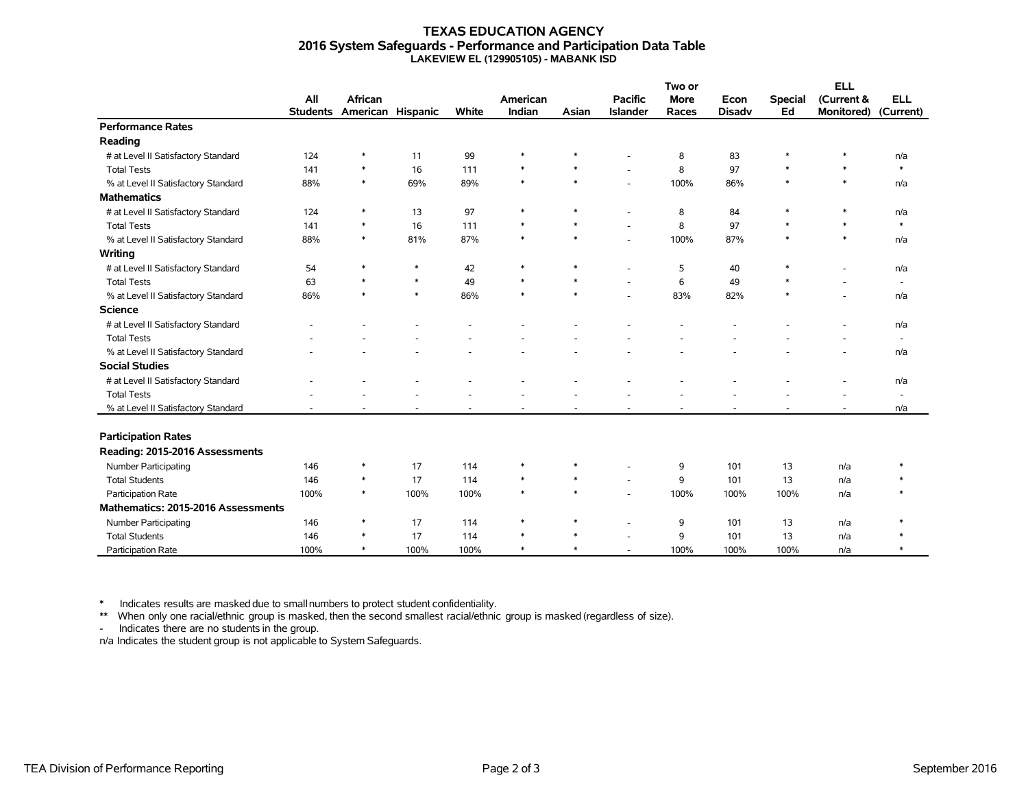# TEXAS EDUCATION AGENCY
## 2016 System Safeguards - Performance and Participation Data Table
### LAKEVIEW EL (129905105) - MABANK ISD

| | All Students | African American | Hispanic | White | American Indian | Asian | Pacific Islander | Two or More Races | Econ Disadv | Special Ed | ELL (Current & Monitored) | ELL (Current) |
|---|---|---|---|---|---|---|---|---|---|---|---|---|
| **Performance Rates** | | | | | | | | | | | | |
| **Reading** | | | | | | | | | | | | |
| # at Level II Satisfactory Standard | 124 | * | 11 | 99 | * | * | - | 8 | 83 | * | * | n/a |
| Total Tests | 141 | * | 16 | 111 | * | * | - | 8 | 97 | * | * | * |
| % at Level II Satisfactory Standard | 88% | * | 69% | 89% | * | * | - | 100% | 86% | * | * | n/a |
| **Mathematics** | | | | | | | | | | | | |
| # at Level II Satisfactory Standard | 124 | * | 13 | 97 | * | * | - | 8 | 84 | * | * | n/a |
| Total Tests | 141 | * | 16 | 111 | * | * | - | 8 | 97 | * | * | * |
| % at Level II Satisfactory Standard | 88% | * | 81% | 87% | * | * | - | 100% | 87% | * | * | n/a |
| **Writing** | | | | | | | | | | | | |
| # at Level II Satisfactory Standard | 54 | * | * | 42 | * | * | - | 5 | 40 | * | - | n/a |
| Total Tests | 63 | * | * | 49 | * | * | - | 6 | 49 | * | - | - |
| % at Level II Satisfactory Standard | 86% | * | * | 86% | * | * | - | 83% | 82% | * | - | n/a |
| **Science** | | | | | | | | | | | | |
| # at Level II Satisfactory Standard | - | - | - | - | - | - | - | - | - | - | - | n/a |
| Total Tests | - | - | - | - | - | - | - | - | - | - | - | - |
| % at Level II Satisfactory Standard | - | - | - | - | - | - | - | - | - | - | - | n/a |
| **Social Studies** | | | | | | | | | | | | |
| # at Level II Satisfactory Standard | - | - | - | - | - | - | - | - | - | - | - | n/a |
| Total Tests | - | - | - | - | - | - | - | - | - | - | - | - |
| % at Level II Satisfactory Standard | - | - | - | - | - | - | - | - | - | - | - | n/a |
| **Participation Rates** | | | | | | | | | | | | |
| **Reading: 2015-2016 Assessments** | | | | | | | | | | | | |
| Number Participating | 146 | * | 17 | 114 | * | * | - | 9 | 101 | 13 | n/a | * |
| Total Students | 146 | * | 17 | 114 | * | * | - | 9 | 101 | 13 | n/a | * |
| Participation Rate | 100% | * | 100% | 100% | * | * | - | 100% | 100% | 100% | n/a | * |
| **Mathematics: 2015-2016 Assessments** | | | | | | | | | | | | |
| Number Participating | 146 | * | 17 | 114 | * | * | - | 9 | 101 | 13 | n/a | * |
| Total Students | 146 | * | 17 | 114 | * | * | - | 9 | 101 | 13 | n/a | * |
| Participation Rate | 100% | * | 100% | 100% | * | * | - | 100% | 100% | 100% | n/a | * |

\* Indicates results are masked due to small numbers to protect student confidentiality.

** When only one racial/ethnic group is masked, then the second smallest racial/ethnic group is masked (regardless of size).

\- Indicates there are no students in the group.

n/a Indicates the student group is not applicable to System Safeguards.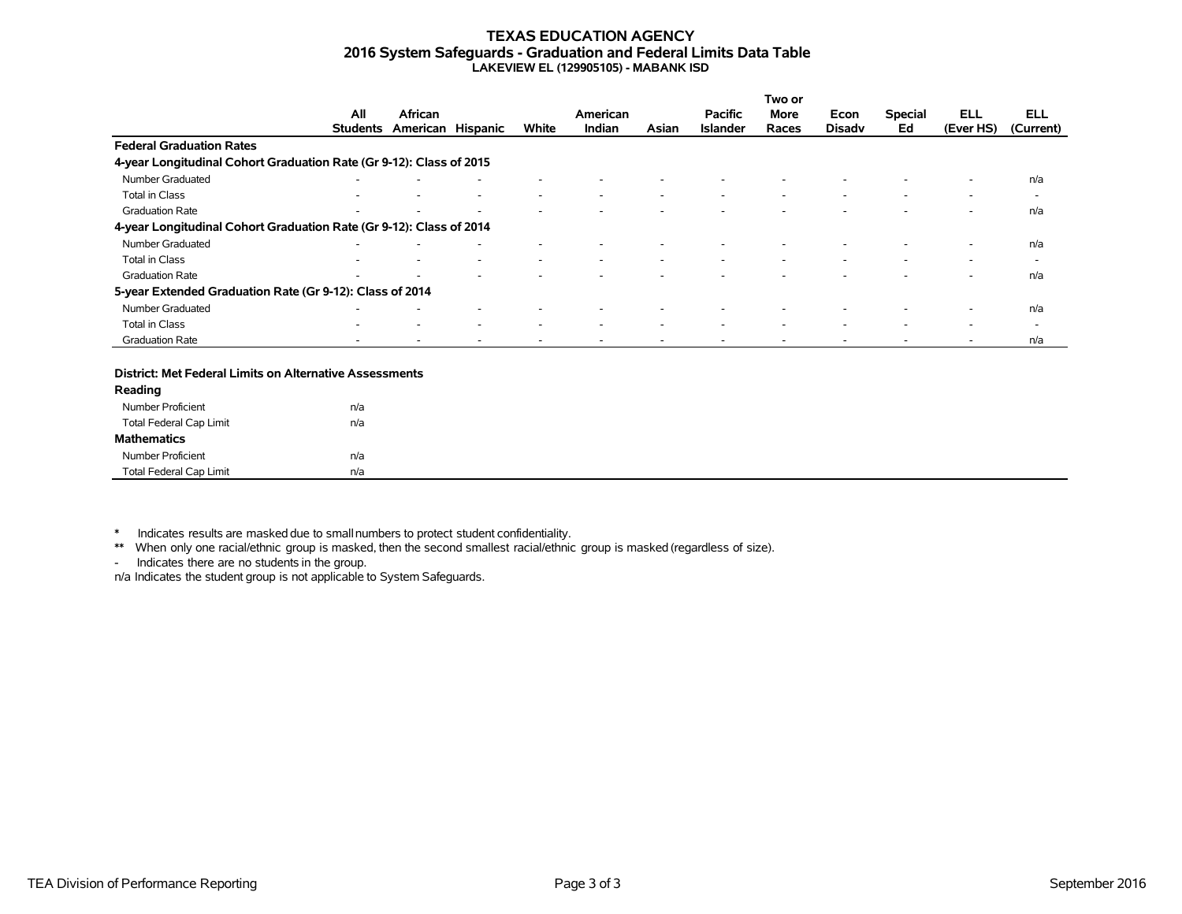# TEXAS EDUCATION AGENCY
## 2016 System Safeguards - Graduation and Federal Limits Data Table
### LAKEVIEW EL (129905105) - MABANK ISD

| | All Students | African American | Hispanic | White | American Indian | Asian | Pacific Islander | Two or More Races | Econ Disadv | Special Ed | ELL (Ever HS) | ELL (Current) |
|---|---|---|---|---|---|---|---|---|---|---|---|---|
| **Federal Graduation Rates** | | | | | | | | | | | | |
| **4-year Longitudinal Cohort Graduation Rate (Gr 9-12): Class of 2015** | | | | | | | | | | | | |
| Number Graduated | - | - | - | - | - | - | - | - | - | - | - | n/a |
| Total in Class | - | - | - | - | - | - | - | - | - | - | - | - |
| Graduation Rate | - | - | - | - | - | - | - | - | - | - | - | n/a |
| **4-year Longitudinal Cohort Graduation Rate (Gr 9-12): Class of 2014** | | | | | | | | | | | | |
| Number Graduated | - | - | - | - | - | - | - | - | - | - | - | n/a |
| Total in Class | - | - | - | - | - | - | - | - | - | - | - | - |
| Graduation Rate | - | - | - | - | - | - | - | - | - | - | - | n/a |
| **5-year Extended Graduation Rate (Gr 9-12): Class of 2014** | | | | | | | | | | | | |
| Number Graduated | - | - | - | - | - | - | - | - | - | - | - | n/a |
| Total in Class | - | - | - | - | - | - | - | - | - | - | - | - |
| Graduation Rate | - | - | - | - | - | - | - | - | - | - | - | n/a |

| District: Met Federal Limits on Alternative Assessments | All Students |
|---|---|
| **Reading** | |
| Number Proficient | n/a |
| Total Federal Cap Limit | n/a |
| **Mathematics** | |
| Number Proficient | n/a |
| Total Federal Cap Limit | n/a |

\* Indicates results are masked due to small numbers to protect student confidentiality.

** When only one racial/ethnic group is masked, then the second smallest racial/ethnic group is masked (regardless of size).

- Indicates there are no students in the group.

n/a Indicates the student group is not applicable to System Safeguards.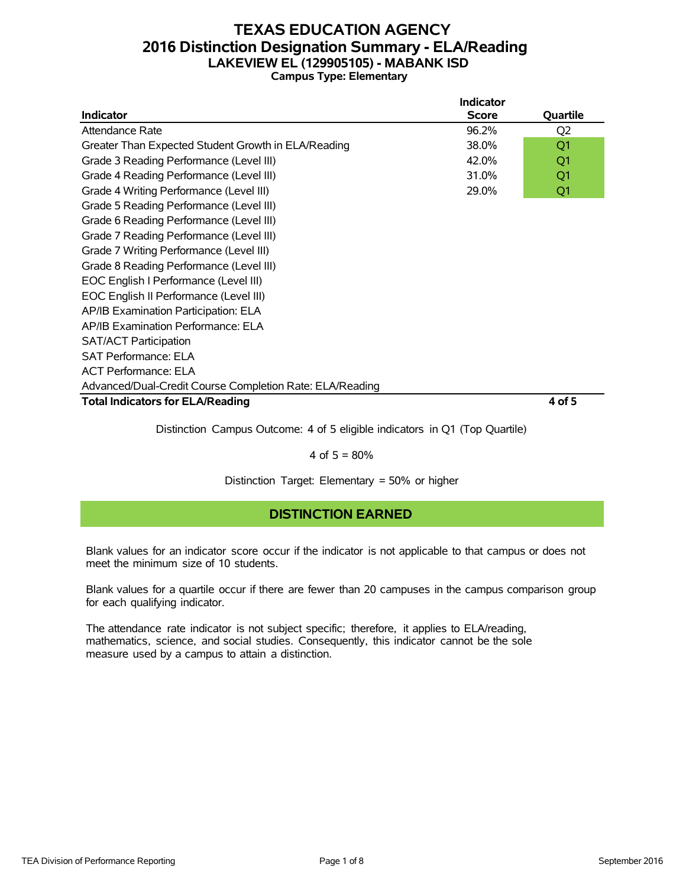# TEXAS EDUCATION AGENCY
## 2016 Distinction Designation Summary - ELA/Reading
### LAKEVIEW EL (129905105) - MABANK ISD
**Campus Type: Elementary**

| Indicator | Indicator Score | Quartile |
|---|---|---|
| Attendance Rate | 96.2% | Q2 |
| Greater Than Expected Student Growth in ELA/Reading | 38.0% | Q1 |
| Grade 3 Reading Performance (Level III) | 42.0% | Q1 |
| Grade 4 Reading Performance (Level III) | 31.0% | Q1 |
| Grade 4 Writing Performance (Level III) | 29.0% | Q1 |
| Grade 5 Reading Performance (Level III) | | |
| Grade 6 Reading Performance (Level III) | | |
| Grade 7 Reading Performance (Level III) | | |
| Grade 7 Writing Performance (Level III) | | |
| Grade 8 Reading Performance (Level III) | | |
| EOC English I Performance (Level III) | | |
| EOC English II Performance (Level III) | | |
| AP/IB Examination Participation: ELA | | |
| AP/IB Examination Performance: ELA | | |
| SAT/ACT Participation | | |
| SAT Performance: ELA | | |
| ACT Performance: ELA | | |
| Advanced/Dual-Credit Course Completion Rate: ELA/Reading | | |
| **Total Indicators for ELA/Reading** | | **4 of 5** |

Distinction Campus Outcome: 4 of 5 eligible indicators in Q1 (Top Quartile)

4 of 5 = 80%

Distinction Target: Elementary = 50% or higher

**DISTINCTION EARNED**

Blank values for an indicator score occur if the indicator is not applicable to that campus or does not meet the minimum size of 10 students.

Blank values for a quartile occur if there are fewer than 20 campuses in the campus comparison group for each qualifying indicator.

The attendance rate indicator is not subject specific; therefore, it applies to ELA/reading, mathematics, science, and social studies. Consequently, this indicator cannot be the sole measure used by a campus to attain a distinction.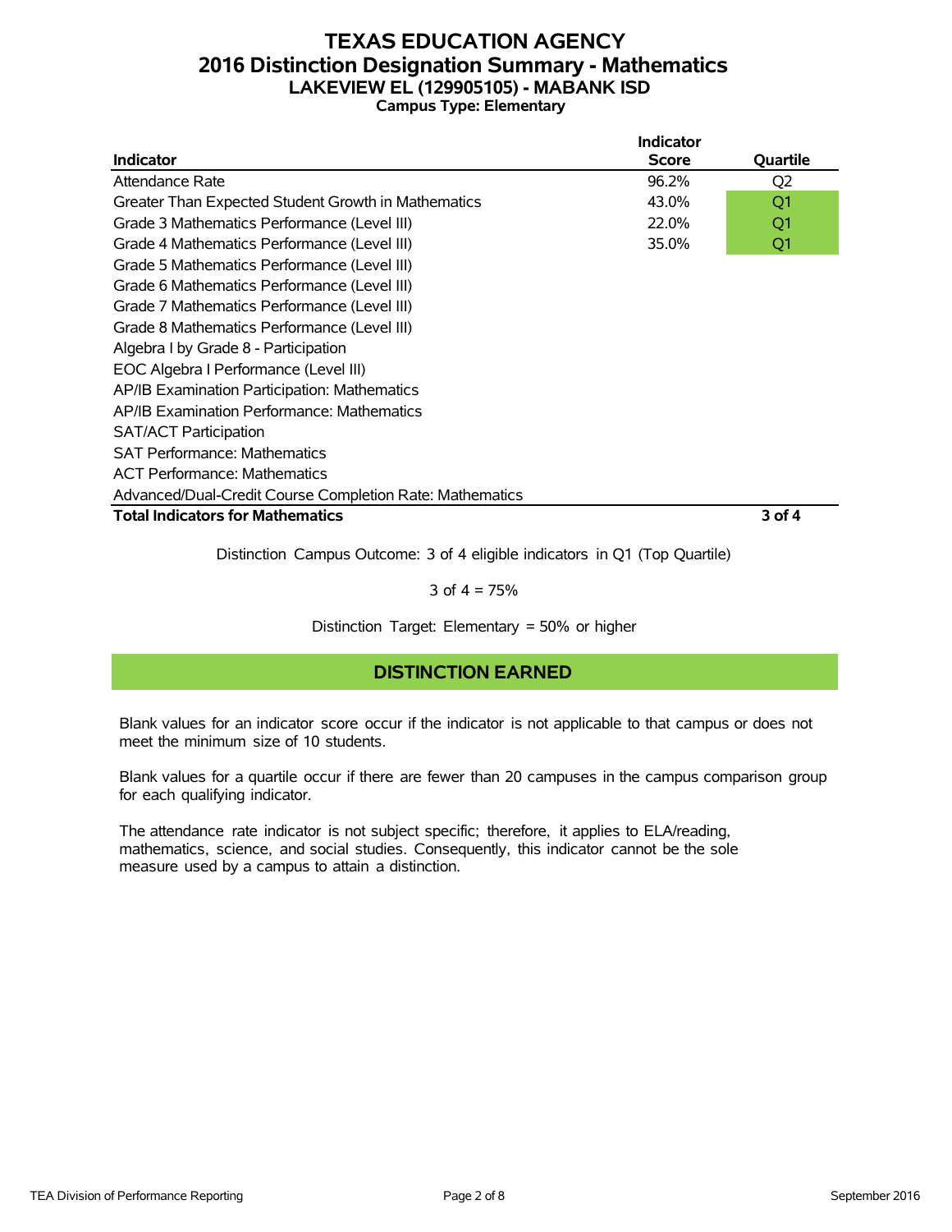# TEXAS EDUCATION AGENCY
## 2016 Distinction Designation Summary - Mathematics
### LAKEVIEW EL (129905105) - MABANK ISD
**Campus Type: Elementary**

| Indicator | Indicator Score | Quartile |
|---|---|---|
| Attendance Rate | 96.2% | Q2 |
| Greater Than Expected Student Growth in Mathematics | 43.0% | Q1 |
| Grade 3 Mathematics Performance (Level III) | 22.0% | Q1 |
| Grade 4 Mathematics Performance (Level III) | 35.0% | Q1 |
| Grade 5 Mathematics Performance (Level III) | | |
| Grade 6 Mathematics Performance (Level III) | | |
| Grade 7 Mathematics Performance (Level III) | | |
| Grade 8 Mathematics Performance (Level III) | | |
| Algebra I by Grade 8 - Participation | | |
| EOC Algebra I Performance (Level III) | | |
| AP/IB Examination Participation: Mathematics | | |
| AP/IB Examination Performance: Mathematics | | |
| SAT/ACT Participation | | |
| SAT Performance: Mathematics | | |
| ACT Performance: Mathematics | | |
| Advanced/Dual-Credit Course Completion Rate: Mathematics | | |
| **Total Indicators for Mathematics** | | **3 of 4** |

Distinction Campus Outcome: 3 of 4 eligible indicators in Q1 (Top Quartile)

3 of 4 = 75%

Distinction Target: Elementary = 50% or higher

**DISTINCTION EARNED**

Blank values for an indicator score occur if the indicator is not applicable to that campus or does not meet the minimum size of 10 students.

Blank values for a quartile occur if there are fewer than 20 campuses in the campus comparison group for each qualifying indicator.

The attendance rate indicator is not subject specific; therefore, it applies to ELA/reading, mathematics, science, and social studies. Consequently, this indicator cannot be the sole measure used by a campus to attain a distinction.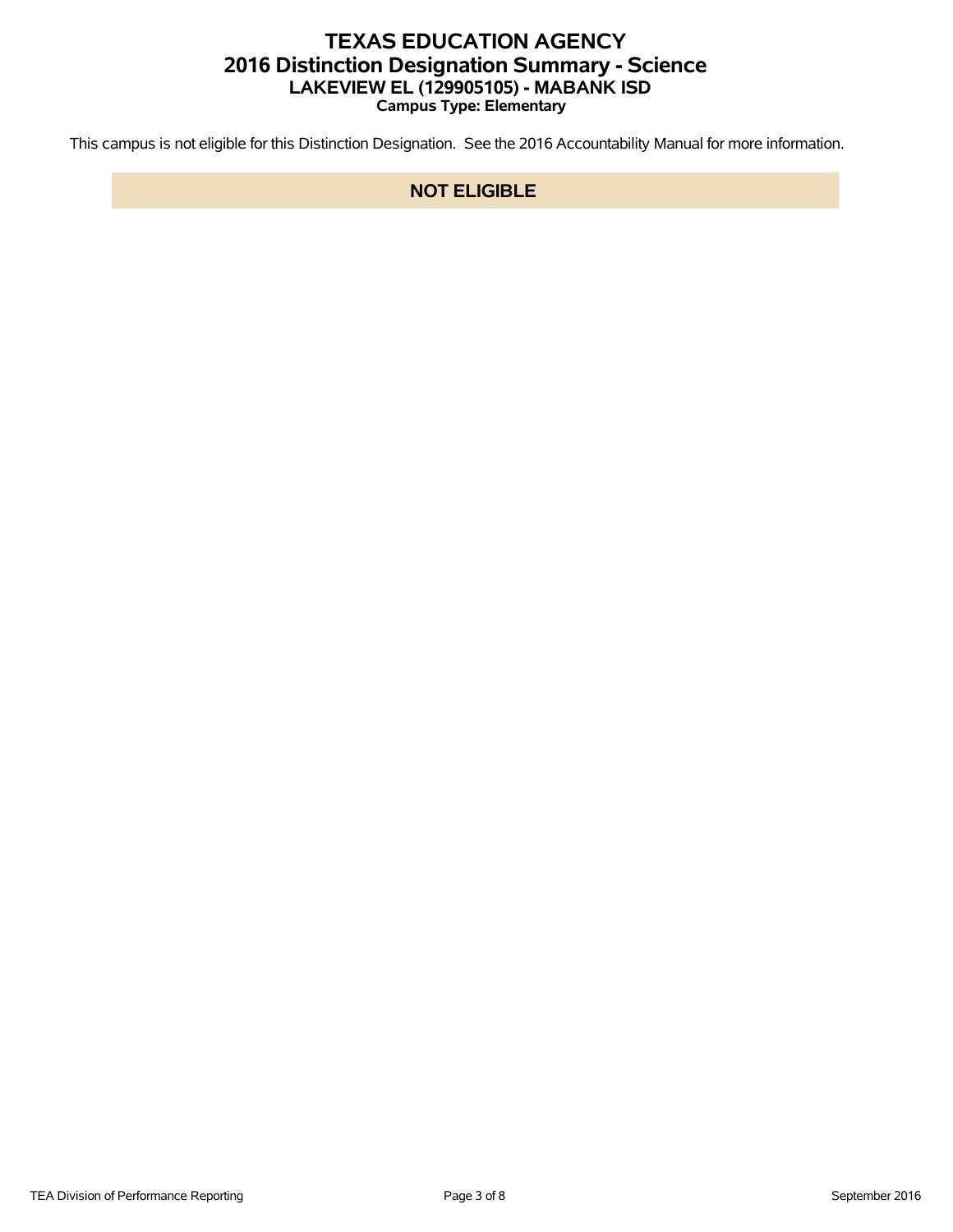# TEXAS EDUCATION AGENCY
## 2016 Distinction Designation Summary - Science
### LAKEVIEW EL (129905105) - MABANK ISD
**Campus Type: Elementary**

This campus is not eligible for this Distinction Designation. See the 2016 Accountability Manual for more information.

**NOT ELIGIBLE**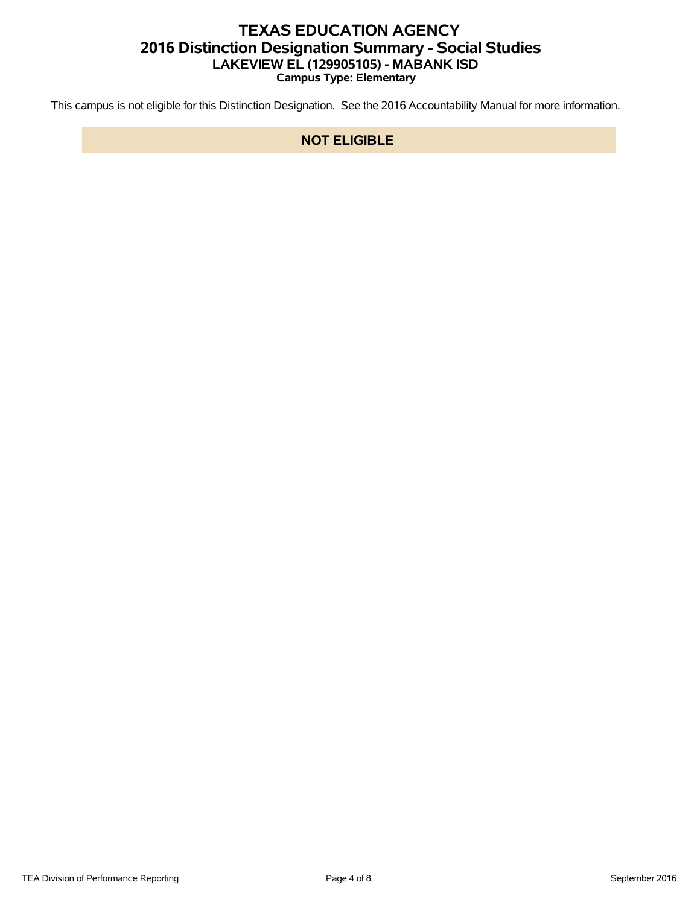# TEXAS EDUCATION AGENCY
## 2016 Distinction Designation Summary - Social Studies
### LAKEVIEW EL (129905105) - MABANK ISD
**Campus Type: Elementary**

This campus is not eligible for this Distinction Designation. See the 2016 Accountability Manual for more information.

**NOT ELIGIBLE**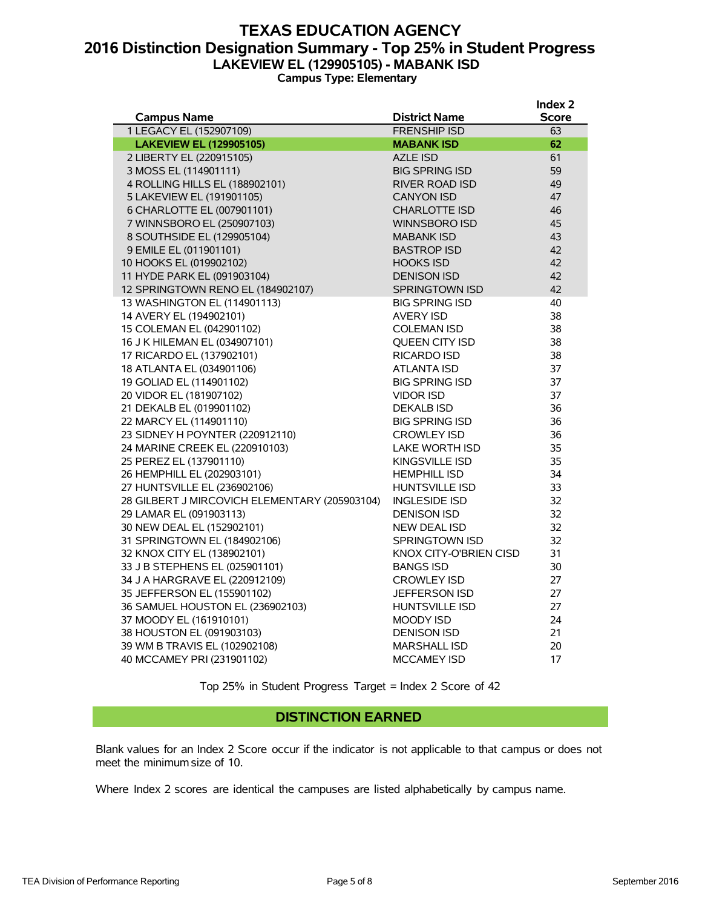# TEXAS EDUCATION AGENCY
## 2016 Distinction Designation Summary - Top 25% in Student Progress
### LAKEVIEW EL (129905105) - MABANK ISD
**Campus Type: Elementary**

| Campus Name | District Name | Index 2 Score |
|---|---|---|
| 1 LEGACY EL (152907109) | FRENSHIP ISD | 63 |
| **LAKEVIEW EL (129905105)** | **MABANK ISD** | **62** |
| 2 LIBERTY EL (220915105) | AZLE ISD | 61 |
| 3 MOSS EL (114901111) | BIG SPRING ISD | 59 |
| 4 ROLLING HILLS EL (188902101) | RIVER ROAD ISD | 49 |
| 5 LAKEVIEW EL (191901105) | CANYON ISD | 47 |
| 6 CHARLOTTE EL (007901101) | CHARLOTTE ISD | 46 |
| 7 WINNSBORO EL (250907103) | WINNSBORO ISD | 45 |
| 8 SOUTHSIDE EL (129905104) | MABANK ISD | 43 |
| 9 EMILE EL (011901101) | BASTROP ISD | 42 |
| 10 HOOKS EL (019902102) | HOOKS ISD | 42 |
| 11 HYDE PARK EL (091903104) | DENISON ISD | 42 |
| 12 SPRINGTOWN RENO EL (184902107) | SPRINGTOWN ISD | 42 |
| 13 WASHINGTON EL (114901113) | BIG SPRING ISD | 40 |
| 14 AVERY EL (194902101) | AVERY ISD | 38 |
| 15 COLEMAN EL (042901102) | COLEMAN ISD | 38 |
| 16 J K HILEMAN EL (034907101) | QUEEN CITY ISD | 38 |
| 17 RICARDO EL (137902101) | RICARDO ISD | 38 |
| 18 ATLANTA EL (034901106) | ATLANTA ISD | 37 |
| 19 GOLIAD EL (114901102) | BIG SPRING ISD | 37 |
| 20 VIDOR EL (181907102) | VIDOR ISD | 37 |
| 21 DEKALB EL (019901102) | DEKALB ISD | 36 |
| 22 MARCY EL (114901110) | BIG SPRING ISD | 36 |
| 23 SIDNEY H POYNTER (220912110) | CROWLEY ISD | 36 |
| 24 MARINE CREEK EL (220910103) | LAKE WORTH ISD | 35 |
| 25 PEREZ EL (137901110) | KINGSVILLE ISD | 35 |
| 26 HEMPHILL EL (202903101) | HEMPHILL ISD | 34 |
| 27 HUNTSVILLE EL (236902106) | HUNTSVILLE ISD | 33 |
| 28 GILBERT J MIRCOVICH ELEMENTARY (205903104) | INGLESIDE ISD | 32 |
| 29 LAMAR EL (091903113) | DENISON ISD | 32 |
| 30 NEW DEAL EL (152902101) | NEW DEAL ISD | 32 |
| 31 SPRINGTOWN EL (184902106) | SPRINGTOWN ISD | 32 |
| 32 KNOX CITY EL (138902101) | KNOX CITY-O'BRIEN CISD | 31 |
| 33 J B STEPHENS EL (025901101) | BANGS ISD | 30 |
| 34 J A HARGRAVE EL (220912109) | CROWLEY ISD | 27 |
| 35 JEFFERSON EL (155901102) | JEFFERSON ISD | 27 |
| 36 SAMUEL HOUSTON EL (236902103) | HUNTSVILLE ISD | 27 |
| 37 MOODY EL (161910101) | MOODY ISD | 24 |
| 38 HOUSTON EL (091903103) | DENISON ISD | 21 |
| 39 WM B TRAVIS EL (102902108) | MARSHALL ISD | 20 |
| 40 MCCAMEY PRI (231901102) | MCCAMEY ISD | 17 |

Top 25% in Student Progress Target = Index 2 Score of 42

**DISTINCTION EARNED**

Blank values for an Index 2 Score occur if the indicator is not applicable to that campus or does not meet the minimum size of 10.

Where Index 2 scores are identical the campuses are listed alphabetically by campus name.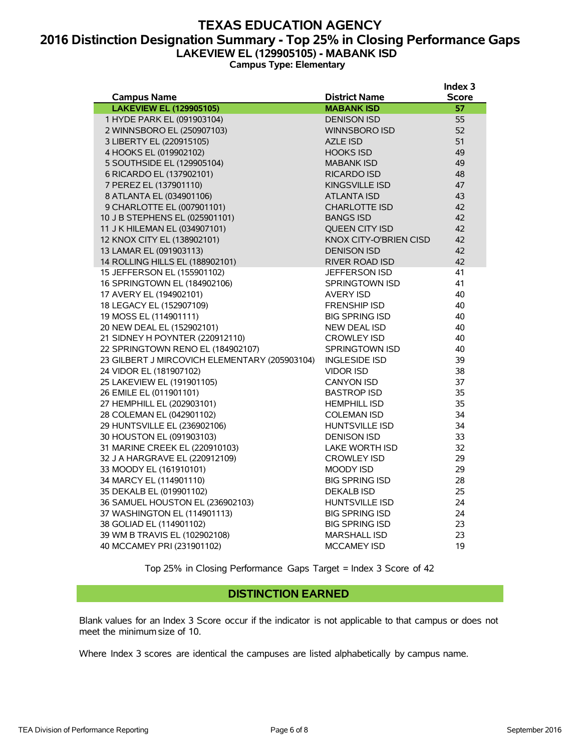# TEXAS EDUCATION AGENCY
## 2016 Distinction Designation Summary - Top 25% in Closing Performance Gaps
### LAKEVIEW EL (129905105) - MABANK ISD
**Campus Type: Elementary**

| Campus Name | District Name | Index 3 Score |
|---|---|---|
| **LAKEVIEW EL (129905105)** | **MABANK ISD** | **57** |
| 1 HYDE PARK EL (091903104) | DENISON ISD | 55 |
| 2 WINNSBORO EL (250907103) | WINNSBORO ISD | 52 |
| 3 LIBERTY EL (220915105) | AZLE ISD | 51 |
| 4 HOOKS EL (019902102) | HOOKS ISD | 49 |
| 5 SOUTHSIDE EL (129905104) | MABANK ISD | 49 |
| 6 RICARDO EL (137902101) | RICARDO ISD | 48 |
| 7 PEREZ EL (137901110) | KINGSVILLE ISD | 47 |
| 8 ATLANTA EL (034901106) | ATLANTA ISD | 43 |
| 9 CHARLOTTE EL (007901101) | CHARLOTTE ISD | 42 |
| 10 J B STEPHENS EL (025901101) | BANGS ISD | 42 |
| 11 J K HILEMAN EL (034907101) | QUEEN CITY ISD | 42 |
| 12 KNOX CITY EL (138902101) | KNOX CITY-O'BRIEN CISD | 42 |
| 13 LAMAR EL (091903113) | DENISON ISD | 42 |
| 14 ROLLING HILLS EL (188902101) | RIVER ROAD ISD | 42 |
| 15 JEFFERSON EL (155901102) | JEFFERSON ISD | 41 |
| 16 SPRINGTOWN EL (184902106) | SPRINGTOWN ISD | 41 |
| 17 AVERY EL (194902101) | AVERY ISD | 40 |
| 18 LEGACY EL (152907109) | FRENSHIP ISD | 40 |
| 19 MOSS EL (114901111) | BIG SPRING ISD | 40 |
| 20 NEW DEAL EL (152902101) | NEW DEAL ISD | 40 |
| 21 SIDNEY H POYNTER (220912110) | CROWLEY ISD | 40 |
| 22 SPRINGTOWN RENO EL (184902107) | SPRINGTOWN ISD | 40 |
| 23 GILBERT J MIRCOVICH ELEMENTARY (205903104) | INGLESIDE ISD | 39 |
| 24 VIDOR EL (181907102) | VIDOR ISD | 38 |
| 25 LAKEVIEW EL (191901105) | CANYON ISD | 37 |
| 26 EMILE EL (011901101) | BASTROP ISD | 35 |
| 27 HEMPHILL EL (202903101) | HEMPHILL ISD | 35 |
| 28 COLEMAN EL (042901102) | COLEMAN ISD | 34 |
| 29 HUNTSVILLE EL (236902106) | HUNTSVILLE ISD | 34 |
| 30 HOUSTON EL (091903103) | DENISON ISD | 33 |
| 31 MARINE CREEK EL (220910103) | LAKE WORTH ISD | 32 |
| 32 J A HARGRAVE EL (220912109) | CROWLEY ISD | 29 |
| 33 MOODY EL (161910101) | MOODY ISD | 29 |
| 34 MARCY EL (114901110) | BIG SPRING ISD | 28 |
| 35 DEKALB EL (019901102) | DEKALB ISD | 25 |
| 36 SAMUEL HOUSTON EL (236902103) | HUNTSVILLE ISD | 24 |
| 37 WASHINGTON EL (114901113) | BIG SPRING ISD | 24 |
| 38 GOLIAD EL (114901102) | BIG SPRING ISD | 23 |
| 39 WM B TRAVIS EL (102902108) | MARSHALL ISD | 23 |
| 40 MCCAMEY PRI (231901102) | MCCAMEY ISD | 19 |

Top 25% in Closing Performance Gaps Target = Index 3 Score of 42

**DISTINCTION EARNED**

Blank values for an Index 3 Score occur if the indicator is not applicable to that campus or does not meet the minimum size of 10.

Where Index 3 scores are identical the campuses are listed alphabetically by campus name.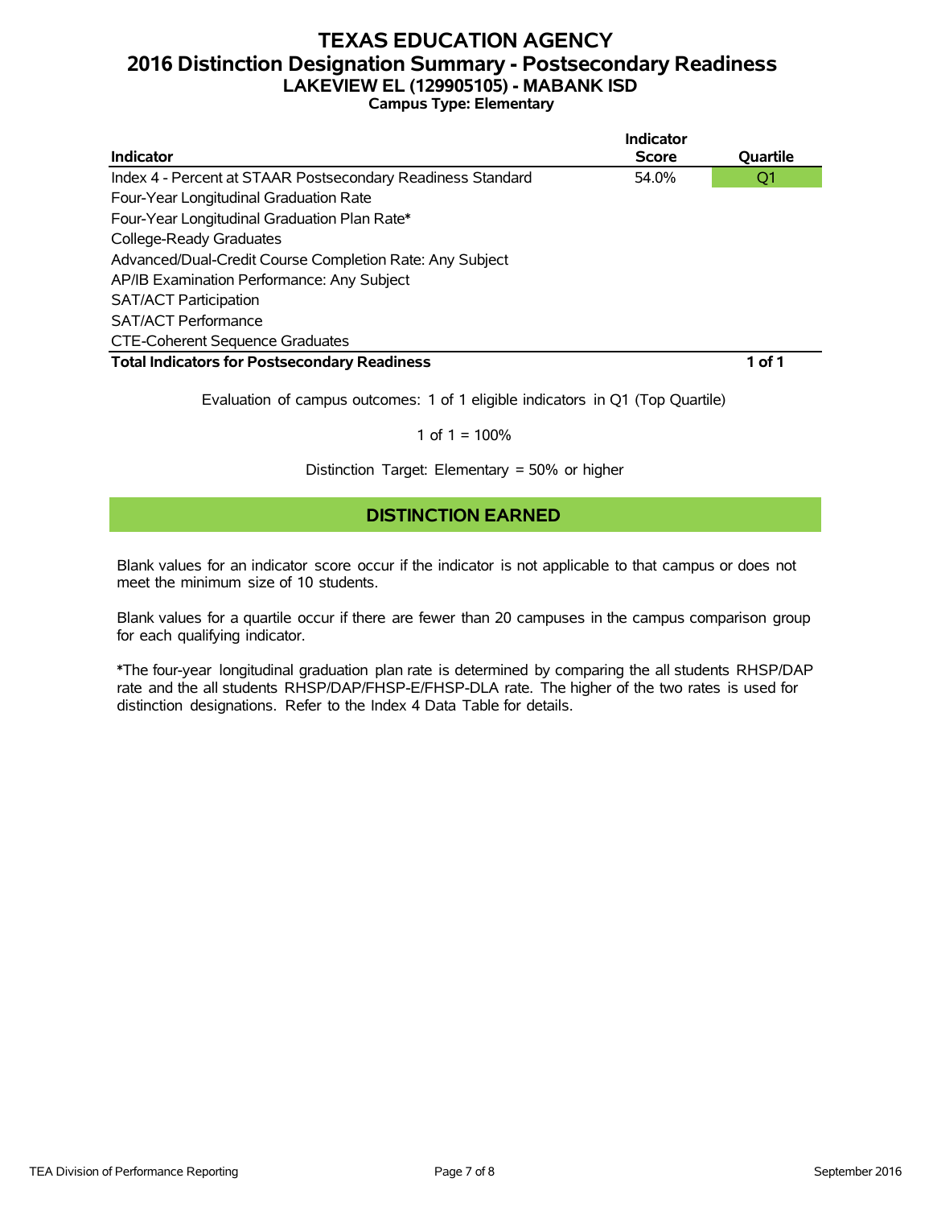# TEXAS EDUCATION AGENCY
## 2016 Distinction Designation Summary - Postsecondary Readiness
### LAKEVIEW EL (129905105) - MABANK ISD
**Campus Type: Elementary**

| Indicator | Indicator Score | Quartile |
|---|---|---|
| Index 4 - Percent at STAAR Postsecondary Readiness Standard | 54.0% | Q1 |
| Four-Year Longitudinal Graduation Rate | | |
| Four-Year Longitudinal Graduation Plan Rate* | | |
| College-Ready Graduates | | |
| Advanced/Dual-Credit Course Completion Rate: Any Subject | | |
| AP/IB Examination Performance: Any Subject | | |
| SAT/ACT Participation | | |
| SAT/ACT Performance | | |
| CTE-Coherent Sequence Graduates | | |
| **Total Indicators for Postsecondary Readiness** | | **1 of 1** |

Evaluation of campus outcomes: 1 of 1 eligible indicators in Q1 (Top Quartile)

1 of 1 = 100%

Distinction Target: Elementary = 50% or higher

**DISTINCTION EARNED**

Blank values for an indicator score occur if the indicator is not applicable to that campus or does not meet the minimum size of 10 students.

Blank values for a quartile occur if there are fewer than 20 campuses in the campus comparison group for each qualifying indicator.

*The four-year longitudinal graduation plan rate is determined by comparing the all students RHSP/DAP rate and the all students RHSP/DAP/FHSP-E/FHSP-DLA rate. The higher of the two rates is used for distinction designations. Refer to the Index 4 Data Table for details.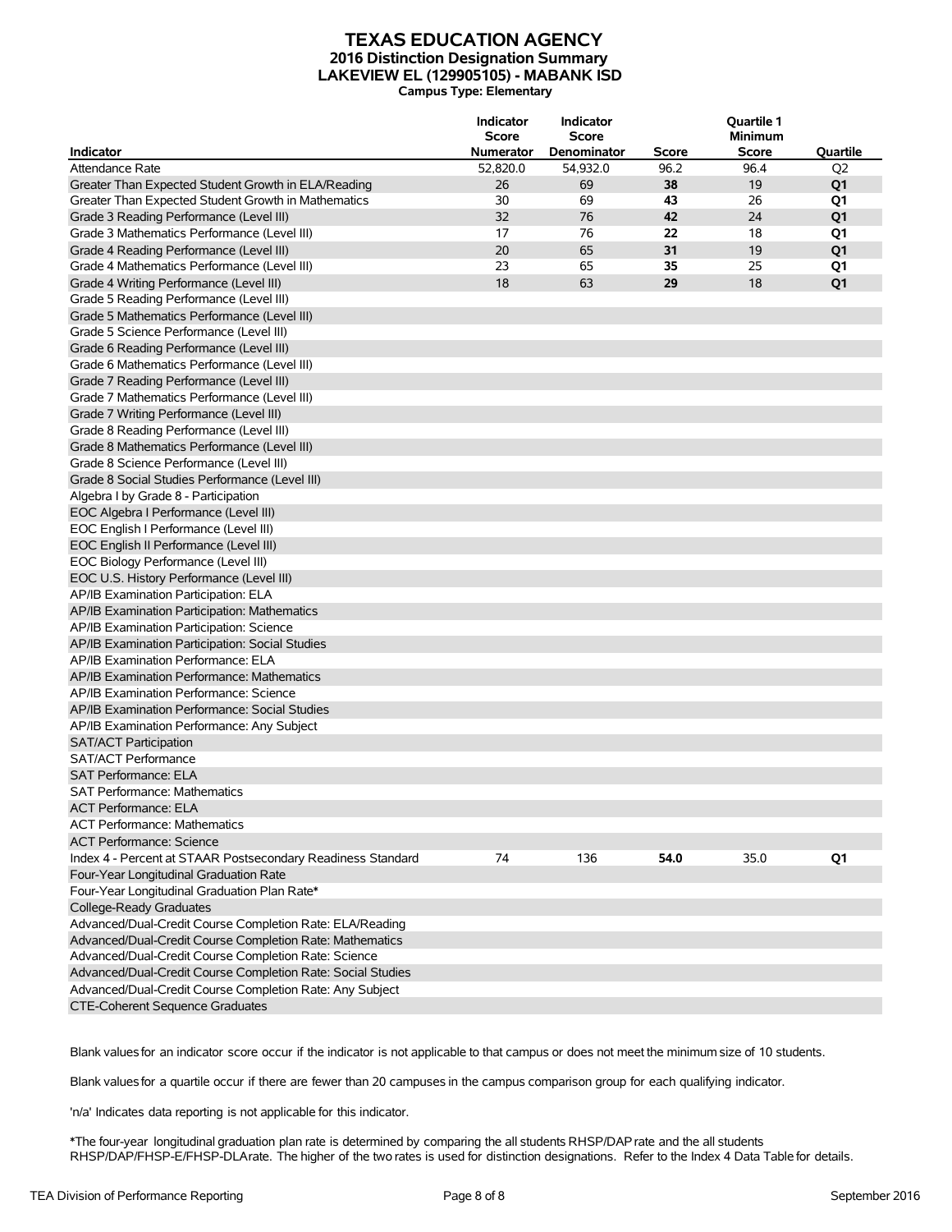# TEXAS EDUCATION AGENCY
## 2016 Distinction Designation Summary
## LAKEVIEW EL (129905105) - MABANK ISD
**Campus Type: Elementary**

| Indicator | Indicator Score Numerator | Indicator Score Denominator | Score | Quartile 1 Minimum Score | Quartile |
|---|---|---|---|---|---|
| Attendance Rate | 52,820.0 | 54,932.0 | 96.2 | 96.4 | Q2 |
| Greater Than Expected Student Growth in ELA/Reading | 26 | 69 | **38** | 19 | **Q1** |
| Greater Than Expected Student Growth in Mathematics | 30 | 69 | **43** | 26 | **Q1** |
| Grade 3 Reading Performance (Level III) | 32 | 76 | **42** | 24 | **Q1** |
| Grade 3 Mathematics Performance (Level III) | 17 | 76 | **22** | 18 | **Q1** |
| Grade 4 Reading Performance (Level III) | 20 | 65 | **31** | 19 | **Q1** |
| Grade 4 Mathematics Performance (Level III) | 23 | 65 | **35** | 25 | **Q1** |
| Grade 4 Writing Performance (Level III) | 18 | 63 | **29** | 18 | **Q1** |
| Grade 5 Reading Performance (Level III) | | | | | |
| Grade 5 Mathematics Performance (Level III) | | | | | |
| Grade 5 Science Performance (Level III) | | | | | |
| Grade 6 Reading Performance (Level III) | | | | | |
| Grade 6 Mathematics Performance (Level III) | | | | | |
| Grade 7 Reading Performance (Level III) | | | | | |
| Grade 7 Mathematics Performance (Level III) | | | | | |
| Grade 7 Writing Performance (Level III) | | | | | |
| Grade 8 Reading Performance (Level III) | | | | | |
| Grade 8 Mathematics Performance (Level III) | | | | | |
| Grade 8 Science Performance (Level III) | | | | | |
| Grade 8 Social Studies Performance (Level III) | | | | | |
| Algebra I by Grade 8 - Participation | | | | | |
| EOC Algebra I Performance (Level III) | | | | | |
| EOC English I Performance (Level III) | | | | | |
| EOC English II Performance (Level III) | | | | | |
| EOC Biology Performance (Level III) | | | | | |
| EOC U.S. History Performance (Level III) | | | | | |
| AP/IB Examination Participation: ELA | | | | | |
| AP/IB Examination Participation: Mathematics | | | | | |
| AP/IB Examination Participation: Science | | | | | |
| AP/IB Examination Participation: Social Studies | | | | | |
| AP/IB Examination Performance: ELA | | | | | |
| AP/IB Examination Performance: Mathematics | | | | | |
| AP/IB Examination Performance: Science | | | | | |
| AP/IB Examination Performance: Social Studies | | | | | |
| AP/IB Examination Performance: Any Subject | | | | | |
| SAT/ACT Participation | | | | | |
| SAT/ACT Performance | | | | | |
| SAT Performance: ELA | | | | | |
| SAT Performance: Mathematics | | | | | |
| ACT Performance: ELA | | | | | |
| ACT Performance: Mathematics | | | | | |
| ACT Performance: Science | | | | | |
| Index 4 - Percent at STAAR Postsecondary Readiness Standard | 74 | 136 | **54.0** | 35.0 | **Q1** |
| Four-Year Longitudinal Graduation Rate | | | | | |
| Four-Year Longitudinal Graduation Plan Rate* | | | | | |
| College-Ready Graduates | | | | | |
| Advanced/Dual-Credit Course Completion Rate: ELA/Reading | | | | | |
| Advanced/Dual-Credit Course Completion Rate: Mathematics | | | | | |
| Advanced/Dual-Credit Course Completion Rate: Science | | | | | |
| Advanced/Dual-Credit Course Completion Rate: Social Studies | | | | | |
| Advanced/Dual-Credit Course Completion Rate: Any Subject | | | | | |
| CTE-Coherent Sequence Graduates | | | | | |

Blank values for an indicator score occur if the indicator is not applicable to that campus or does not meet the minimum size of 10 students.

Blank values for a quartile occur if there are fewer than 20 campuses in the campus comparison group for each qualifying indicator.

'n/a' Indicates data reporting is not applicable for this indicator.

*The four-year longitudinal graduation plan rate is determined by comparing the all students RHSP/DAP rate and the all students RHSP/DAP/FHSP-E/FHSP-DLA rate. The higher of the two rates is used for distinction designations. Refer to the Index 4 Data Table for details.